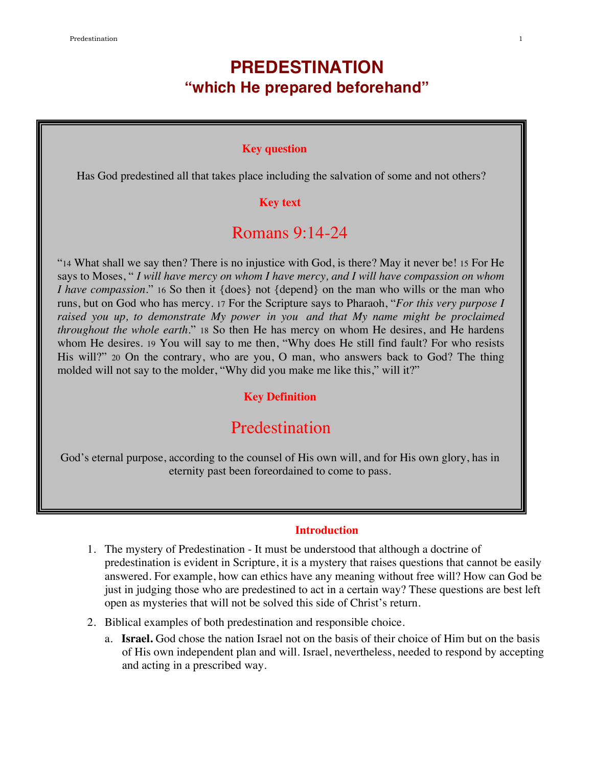# PREDESTINATION
## "which He prepared beforehand"

**Key question**

Has God predestined all that takes place including the salvation of some and not others?

**Key text**

### Romans 9:14-24

"14 What shall we say then? There is no injustice with God, is there? May it never be! 15 For He says to Moses, " *I will have mercy on whom I have mercy, and I will have compassion on whom I have compassion*." 16 So then it {does} not {depend} on the man who wills or the man who runs, but on God who has mercy. 17 For the Scripture says to Pharaoh, "*For this very purpose I raised you up, to demonstrate My power in you and that My name might be proclaimed throughout the whole earth*." 18 So then He has mercy on whom He desires, and He hardens whom He desires. 19 You will say to me then, "Why does He still find fault? For who resists His will?" 20 On the contrary, who are you, O man, who answers back to God? The thing molded will not say to the molder, "Why did you make me like this," will it?"

**Key Definition**

### Predestination

God's eternal purpose, according to the counsel of His own will, and for His own glory, has in eternity past been foreordained to come to pass.

**Introduction**

1. The mystery of Predestination - It must be understood that although a doctrine of predestination is evident in Scripture, it is a mystery that raises questions that cannot be easily answered. For example, how can ethics have any meaning without free will? How can God be just in judging those who are predestined to act in a certain way? These questions are best left open as mysteries that will not be solved this side of Christ's return.
2. Biblical examples of both predestination and responsible choice.
   a. **Israel.** God chose the nation Israel not on the basis of their choice of Him but on the basis of His own independent plan and will. Israel, nevertheless, needed to respond by accepting and acting in a prescribed way.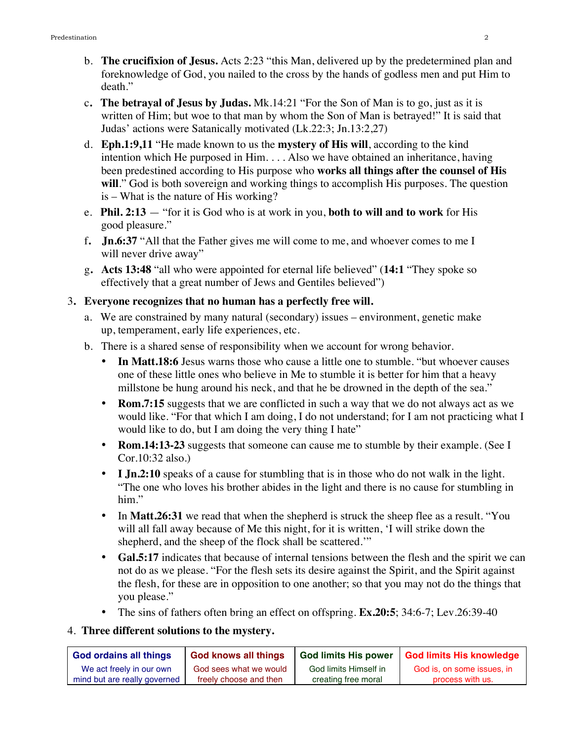b. **The crucifixion of Jesus.** Acts 2:23 "this Man, delivered up by the predetermined plan and foreknowledge of God, you nailed to the cross by the hands of godless men and put Him to death."

c. **The betrayal of Jesus by Judas.** Mk.14:21 "For the Son of Man is to go, just as it is written of Him; but woe to that man by whom the Son of Man is betrayed!" It is said that Judas' actions were Satanically motivated (Lk.22:3; Jn.13:2,27)

d. **Eph.1:9,11** "He made known to us the **mystery of His will**, according to the kind intention which He purposed in Him. . . . Also we have obtained an inheritance, having been predestined according to His purpose who **works all things after the counsel of His will**." God is both sovereign and working things to accomplish His purposes. The question is – What is the nature of His working?

e. **Phil. 2:13** — "for it is God who is at work in you, **both to will and to work** for His good pleasure."

f. **Jn.6:37** "All that the Father gives me will come to me, and whoever comes to me I will never drive away"

g. **Acts 13:48** "all who were appointed for eternal life believed" (**14:1** "They spoke so effectively that a great number of Jews and Gentiles believed")

3. **Everyone recognizes that no human has a perfectly free will.**

   a. We are constrained by many natural (secondary) issues – environment, genetic make up, temperament, early life experiences, etc.

   b. There is a shared sense of responsibility when we account for wrong behavior.

      - **In Matt.18:6** Jesus warns those who cause a little one to stumble. "but whoever causes one of these little ones who believe in Me to stumble it is better for him that a heavy millstone be hung around his neck, and that he be drowned in the depth of the sea."
      - **Rom.7:15** suggests that we are conflicted in such a way that we do not always act as we would like. "For that which I am doing, I do not understand; for I am not practicing what I would like to do, but I am doing the very thing I hate"
      - **Rom.14:13-23** suggests that someone can cause me to stumble by their example. (See I Cor.10:32 also.)
      - **I Jn.2:10** speaks of a cause for stumbling that is in those who do not walk in the light. "The one who loves his brother abides in the light and there is no cause for stumbling in him."
      - In **Matt.26:31** we read that when the shepherd is struck the sheep flee as a result. "You will all fall away because of Me this night, for it is written, 'I will strike down the shepherd, and the sheep of the flock shall be scattered.'"
      - **Gal.5:17** indicates that because of internal tensions between the flesh and the spirit we can not do as we please. "For the flesh sets its desire against the Spirit, and the Spirit against the flesh, for these are in opposition to one another; so that you may not do the things that you please."
      - The sins of fathers often bring an effect on offspring. **Ex.20:5**; 34:6-7; Lev.26:39-40

4. **Three different solutions to the mystery.**

| **God ordains all things** | **God knows all things** | **God limits His power** | **God limits His knowledge** |
|---|---|---|---|
| We act freely in our own mind but are really governed | God sees what we would freely choose and then | God limits Himself in creating free moral | God is, on some issues, in process with us. |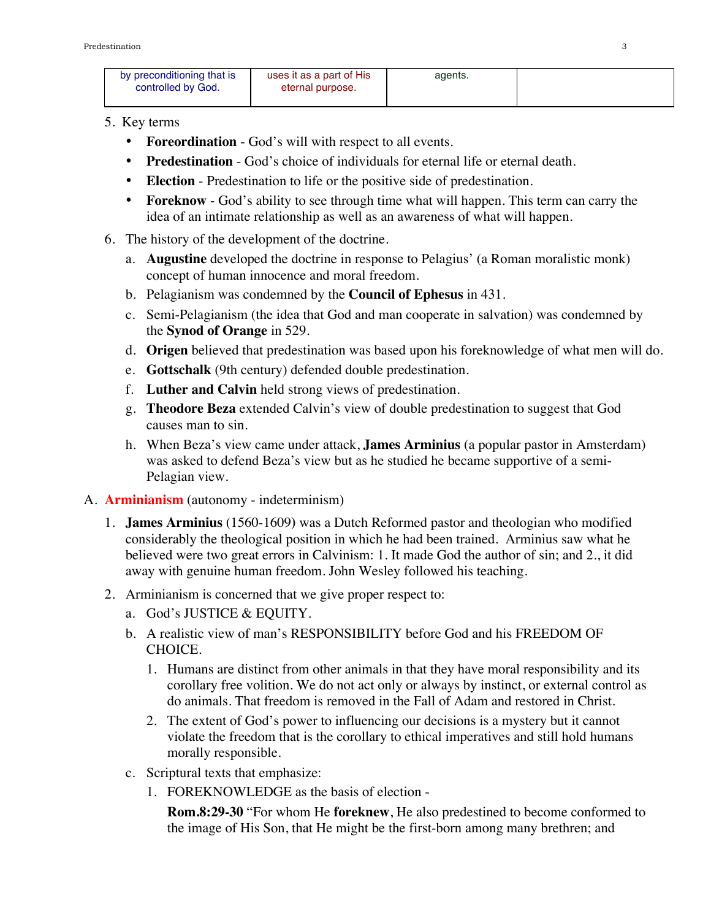| by preconditioning that is controlled by God. | uses it as a part of His eternal purpose. | agents. | |
|---|---|---|---|

5. Key terms
   - **Foreordination** - God's will with respect to all events.
   - **Predestination** - God's choice of individuals for eternal life or eternal death.
   - **Election** - Predestination to life or the positive side of predestination.
   - **Foreknow** - God's ability to see through time what will happen. This term can carry the idea of an intimate relationship as well as an awareness of what will happen.

6. The history of the development of the doctrine.
   a. **Augustine** developed the doctrine in response to Pelagius' (a Roman moralistic monk) concept of human innocence and moral freedom.
   b. Pelagianism was condemned by the **Council of Ephesus** in 431.
   c. Semi-Pelagianism (the idea that God and man cooperate in salvation) was condemned by the **Synod of Orange** in 529.
   d. **Origen** believed that predestination was based upon his foreknowledge of what men will do.
   e. **Gottschalk** (9th century) defended double predestination.
   f. **Luther and Calvin** held strong views of predestination.
   g. **Theodore Beza** extended Calvin's view of double predestination to suggest that God causes man to sin.
   h. When Beza's view came under attack, **James Arminius** (a popular pastor in Amsterdam) was asked to defend Beza's view but as he studied he became supportive of a semi-Pelagian view.

A. **Arminianism** (autonomy - indeterminism)

1. **James Arminius** (1560-1609) was a Dutch Reformed pastor and theologian who modified considerably the theological position in which he had been trained. Arminius saw what he believed were two great errors in Calvinism: 1. It made God the author of sin; and 2., it did away with genuine human freedom. John Wesley followed his teaching.

2. Arminianism is concerned that we give proper respect to:
   a. God's JUSTICE & EQUITY.
   b. A realistic view of man's RESPONSIBILITY before God and his FREEDOM OF CHOICE.
      1. Humans are distinct from other animals in that they have moral responsibility and its corollary free volition. We do not act only or always by instinct, or external control as do animals. That freedom is removed in the Fall of Adam and restored in Christ.
      2. The extent of God's power to influencing our decisions is a mystery but it cannot violate the freedom that is the corollary to ethical imperatives and still hold humans morally responsible.
   c. Scriptural texts that emphasize:
      1. FOREKNOWLEDGE as the basis of election -

         **Rom.8:29-30** "For whom He **foreknew**, He also predestined to become conformed to the image of His Son, that He might be the first-born among many brethren; and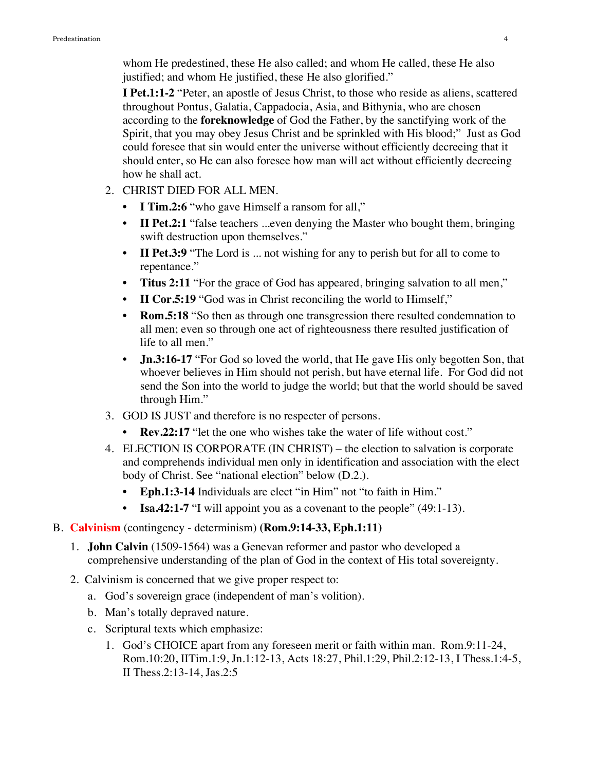whom He predestined, these He also called; and whom He called, these He also justified; and whom He justified, these He also glorified."

**I Pet.1:1-2** "Peter, an apostle of Jesus Christ, to those who reside as aliens, scattered throughout Pontus, Galatia, Cappadocia, Asia, and Bithynia, who are chosen according to the **foreknowledge** of God the Father, by the sanctifying work of the Spirit, that you may obey Jesus Christ and be sprinkled with His blood;" Just as God could foresee that sin would enter the universe without efficiently decreeing that it should enter, so He can also foresee how man will act without efficiently decreeing how he shall act.

2. CHRIST DIED FOR ALL MEN.
   - **I Tim.2:6** "who gave Himself a ransom for all,"
   - **II Pet.2:1** "false teachers ...even denying the Master who bought them, bringing swift destruction upon themselves."
   - **II Pet.3:9** "The Lord is ... not wishing for any to perish but for all to come to repentance."
   - **Titus 2:11** "For the grace of God has appeared, bringing salvation to all men,"
   - **II Cor.5:19** "God was in Christ reconciling the world to Himself,"
   - **Rom.5:18** "So then as through one transgression there resulted condemnation to all men; even so through one act of righteousness there resulted justification of life to all men."
   - **Jn.3:16-17** "For God so loved the world, that He gave His only begotten Son, that whoever believes in Him should not perish, but have eternal life. For God did not send the Son into the world to judge the world; but that the world should be saved through Him."
3. GOD IS JUST and therefore is no respecter of persons.
   - **Rev.22:17** "let the one who wishes take the water of life without cost."
4. ELECTION IS CORPORATE (IN CHRIST) – the election to salvation is corporate and comprehends individual men only in identification and association with the elect body of Christ. See "national election" below (D.2.).
   - **Eph.1:3-14** Individuals are elect "in Him" not "to faith in Him."
   - **Isa.42:1-7** "I will appoint you as a covenant to the people" (49:1-13).

B. **Calvinism** (contingency - determinism) **(Rom.9:14-33, Eph.1:11)**

1. **John Calvin** (1509-1564) was a Genevan reformer and pastor who developed a comprehensive understanding of the plan of God in the context of His total sovereignty.
2. Calvinism is concerned that we give proper respect to:
   a. God's sovereign grace (independent of man's volition).
   b. Man's totally depraved nature.
   c. Scriptural texts which emphasize:
      1. God's CHOICE apart from any foreseen merit or faith within man. Rom.9:11-24, Rom.10:20, IITim.1:9, Jn.1:12-13, Acts 18:27, Phil.1:29, Phil.2:12-13, I Thess.1:4-5, II Thess.2:13-14, Jas.2:5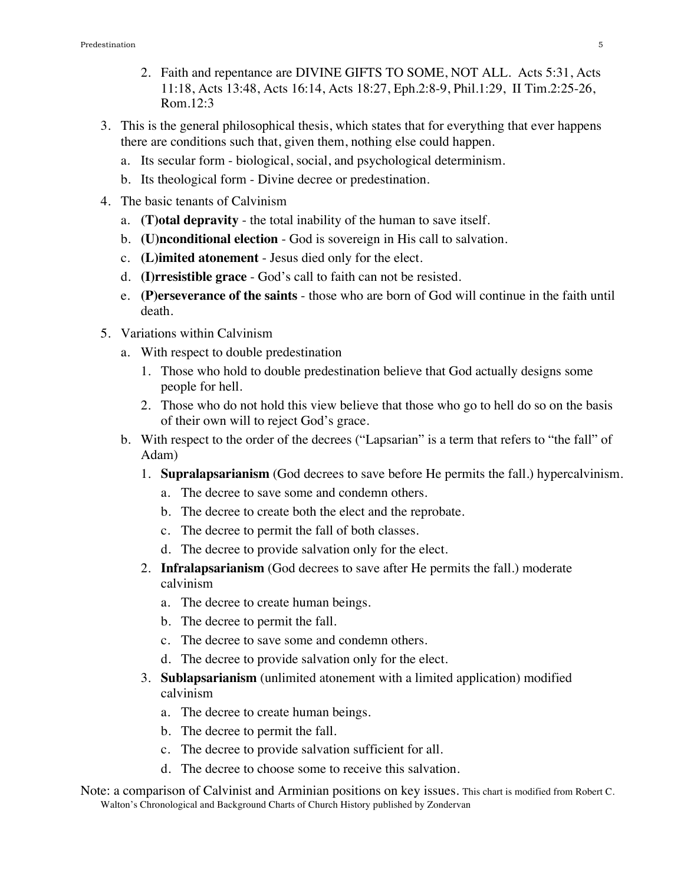2. Faith and repentance are DIVINE GIFTS TO SOME, NOT ALL. Acts 5:31, Acts 11:18, Acts 13:48, Acts 16:14, Acts 18:27, Eph.2:8-9, Phil.1:29, II Tim.2:25-26, Rom.12:3

3. This is the general philosophical thesis, which states that for everything that ever happens there are conditions such that, given them, nothing else could happen.
    a. Its secular form - biological, social, and psychological determinism.
    b. Its theological form - Divine decree or predestination.
4. The basic tenants of Calvinism
    a. **(T)otal depravity** - the total inability of the human to save itself.
    b. **(U)nconditional election** - God is sovereign in His call to salvation.
    c. **(L)imited atonement** - Jesus died only for the elect.
    d. **(I)rresistible grace** - God's call to faith can not be resisted.
    e. **(P)erseverance of the saints** - those who are born of God will continue in the faith until death.
5. Variations within Calvinism
    a. With respect to double predestination
        1. Those who hold to double predestination believe that God actually designs some people for hell.
        2. Those who do not hold this view believe that those who go to hell do so on the basis of their own will to reject God's grace.
    b. With respect to the order of the decrees ("Lapsarian" is a term that refers to "the fall" of Adam)
        1. **Supralapsarianism** (God decrees to save before He permits the fall.) hypercalvinism.
            a. The decree to save some and condemn others.
            b. The decree to create both the elect and the reprobate.
            c. The decree to permit the fall of both classes.
            d. The decree to provide salvation only for the elect.
        2. **Infralapsarianism** (God decrees to save after He permits the fall.) moderate calvinism
            a. The decree to create human beings.
            b. The decree to permit the fall.
            c. The decree to save some and condemn others.
            d. The decree to provide salvation only for the elect.
        3. **Sublapsarianism** (unlimited atonement with a limited application) modified calvinism
            a. The decree to create human beings.
            b. The decree to permit the fall.
            c. The decree to provide salvation sufficient for all.
            d. The decree to choose some to receive this salvation.

Note: a comparison of Calvinist and Arminian positions on key issues. This chart is modified from Robert C. Walton's Chronological and Background Charts of Church History published by Zondervan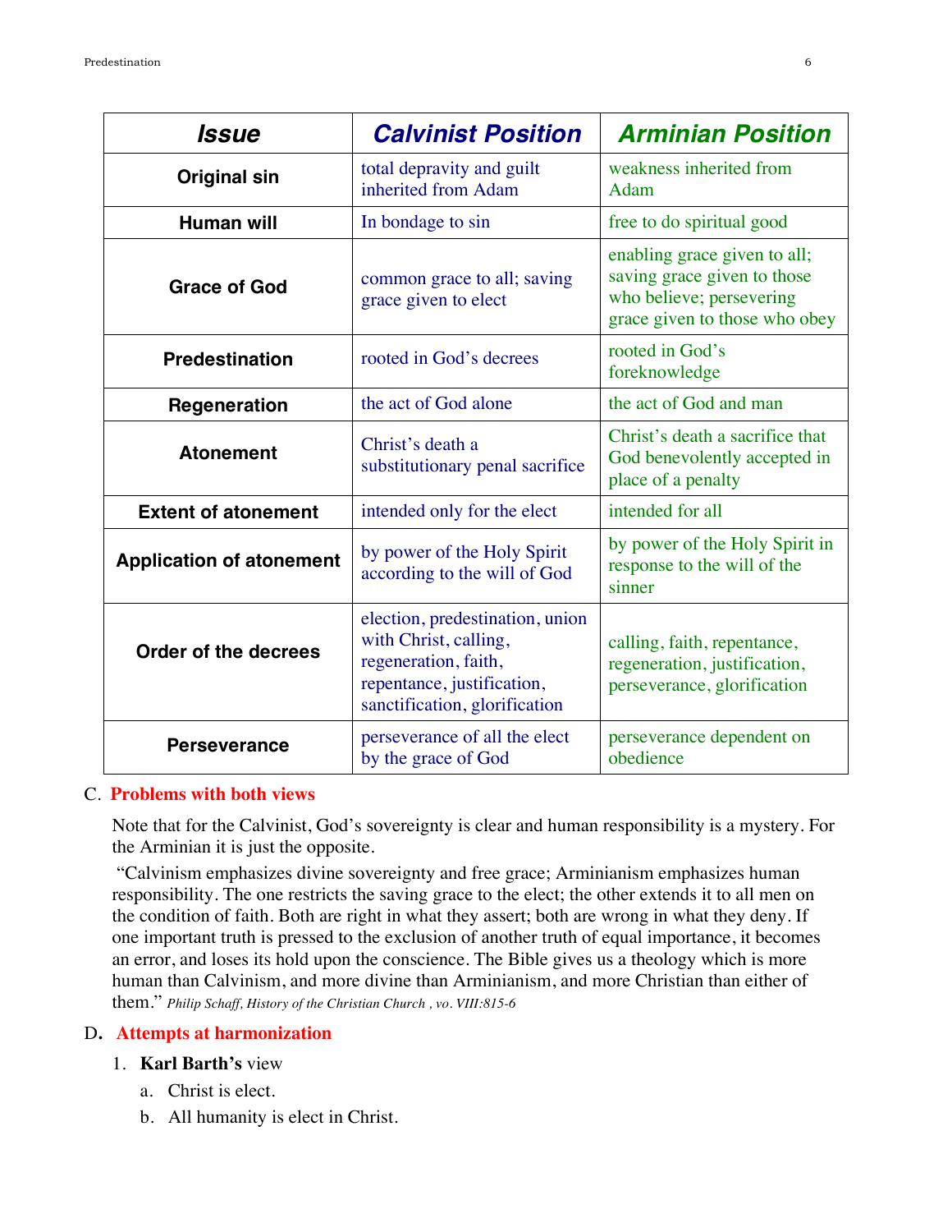| Issue | Calvinist Position | Arminian Position |
|---|---|---|
| **Original sin** | total depravity and guilt inherited from Adam | weakness inherited from Adam |
| **Human will** | In bondage to sin | free to do spiritual good |
| **Grace of God** | common grace to all; saving grace given to elect | enabling grace given to all; saving grace given to those who believe; persevering grace given to those who obey |
| **Predestination** | rooted in God's decrees | rooted in God's foreknowledge |
| **Regeneration** | the act of God alone | the act of God and man |
| **Atonement** | Christ's death a substitutionary penal sacrifice | Christ's death a sacrifice that God benevolently accepted in place of a penalty |
| **Extent of atonement** | intended only for the elect | intended for all |
| **Application of atonement** | by power of the Holy Spirit according to the will of God | by power of the Holy Spirit in response to the will of the sinner |
| **Order of the decrees** | election, predestination, union with Christ, calling, regeneration, faith, repentance, justification, sanctification, glorification | calling, faith, repentance, regeneration, justification, perseverance, glorification |
| **Perseverance** | perseverance of all the elect by the grace of God | perseverance dependent on obedience |

C. **Problems with both views**

Note that for the Calvinist, God's sovereignty is clear and human responsibility is a mystery. For the Arminian it is just the opposite.

"Calvinism emphasizes divine sovereignty and free grace; Arminianism emphasizes human responsibility. The one restricts the saving grace to the elect; the other extends it to all men on the condition of faith. Both are right in what they assert; both are wrong in what they deny. If one important truth is pressed to the exclusion of another truth of equal importance, it becomes an error, and loses its hold upon the conscience. The Bible gives us a theology which is more human than Calvinism, and more divine than Arminianism, and more Christian than either of them." *Philip Schaff, History of the Christian Church , vo. VIII:815-6*

D. **Attempts at harmonization**

1. **Karl Barth's** view
   a. Christ is elect.
   b. All humanity is elect in Christ.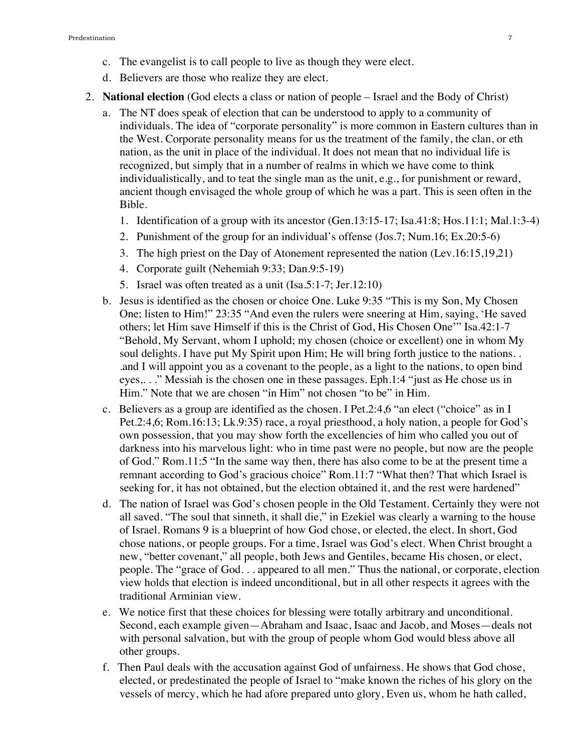c. The evangelist is to call people to live as though they were elect.
d. Believers are those who realize they are elect.

2. **National election** (God elects a class or nation of people – Israel and the Body of Christ)
   a. The NT does speak of election that can be understood to apply to a community of individuals. The idea of "corporate personality" is more common in Eastern cultures than in the West. Corporate personality means for us the treatment of the family, the clan, or eth nation, as the unit in place of the individual. It does not mean that no individual life is recognized, but simply that in a number of realms in which we have come to think individualistically, and to teat the single man as the unit, e.g., for punishment or reward, ancient though envisaged the whole group of which he was a part. This is seen often in the Bible.
      1. Identification of a group with its ancestor (Gen.13:15-17; Isa.41:8; Hos.11:1; Mal.1:3-4)
      2. Punishment of the group for an individual's offense (Jos.7; Num.16; Ex.20:5-6)
      3. The high priest on the Day of Atonement represented the nation (Lev.16:15,19,21)
      4. Corporate guilt (Nehemiah 9:33; Dan.9:5-19)
      5. Israel was often treated as a unit (Isa.5:1-7; Jer.12:10)
   b. Jesus is identified as the chosen or choice One. Luke 9:35 "This is my Son, My Chosen One; listen to Him!" 23:35 "And even the rulers were sneering at Him, saying, 'He saved others; let Him save Himself if this is the Christ of God, His Chosen One'" Isa.42:1-7 "Behold, My Servant, whom I uphold; my chosen (choice or excellent) one in whom My soul delights. I have put My Spirit upon Him; He will bring forth justice to the nations. . .and I will appoint you as a covenant to the people, as a light to the nations, to open bind eyes,. . ." Messiah is the chosen one in these passages. Eph.1:4 "just as He chose us in Him." Note that we are chosen "in Him" not chosen "to be" in Him.
   c. Believers as a group are identified as the chosen. I Pet.2:4,6 "an elect ("choice" as in I Pet.2:4,6; Rom.16:13; Lk.9:35) race, a royal priesthood, a holy nation, a people for God's own possession, that you may show forth the excellencies of him who called you out of darkness into his marvelous light: who in time past were no people, but now are the people of God." Rom.11:5 "In the same way then, there has also come to be at the present time a remnant according to God's gracious choice" Rom.11:7 "What then? That which Israel is seeking for, it has not obtained, but the election obtained it, and the rest were hardened"
   d. The nation of Israel was God's chosen people in the Old Testament. Certainly they were not all saved. "The soul that sinneth, it shall die," in Ezekiel was clearly a warning to the house of Israel. Romans 9 is a blueprint of how God chose, or elected, the elect. In short, God chose nations, or people groups. For a time, Israel was God's elect. When Christ brought a new, "better covenant," all people, both Jews and Gentiles, became His chosen, or elect, people. The "grace of God. . . appeared to all men." Thus the national, or corporate, election view holds that election is indeed unconditional, but in all other respects it agrees with the traditional Arminian view.
   e. We notice first that these choices for blessing were totally arbitrary and unconditional. Second, each example given—Abraham and Isaac, Isaac and Jacob, and Moses—deals not with personal salvation, but with the group of people whom God would bless above all other groups.
   f. Then Paul deals with the accusation against God of unfairness. He shows that God chose, elected, or predestinated the people of Israel to "make known the riches of his glory on the vessels of mercy, which he had afore prepared unto glory, Even us, whom he hath called,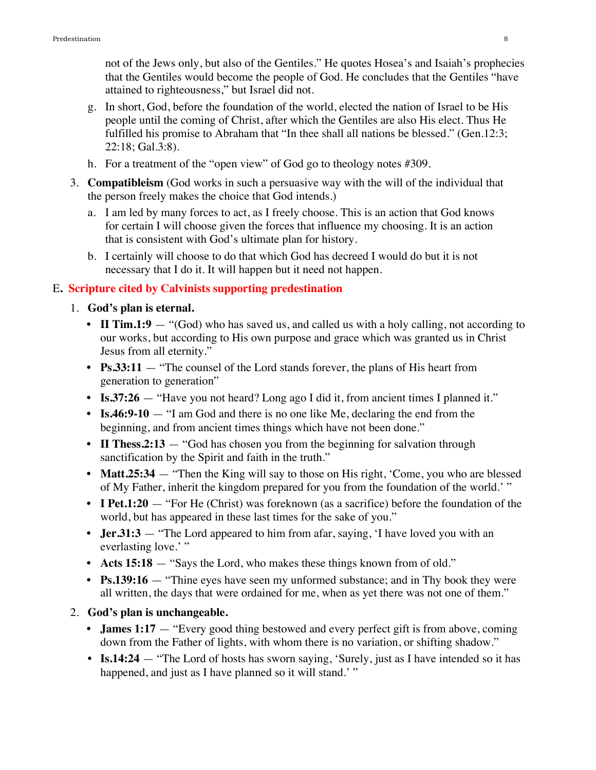not of the Jews only, but also of the Gentiles." He quotes Hosea's and Isaiah's prophecies that the Gentiles would become the people of God. He concludes that the Gentiles "have attained to righteousness," but Israel did not.

g. In short, God, before the foundation of the world, elected the nation of Israel to be His people until the coming of Christ, after which the Gentiles are also His elect. Thus He fulfilled his promise to Abraham that "In thee shall all nations be blessed." (Gen.12:3; 22:18; Gal.3:8).

h. For a treatment of the "open view" of God go to theology notes #309.

3. **Compatibleism** (God works in such a persuasive way with the will of the individual that the person freely makes the choice that God intends.)

   a. I am led by many forces to act, as I freely choose. This is an action that God knows for certain I will choose given the forces that influence my choosing. It is an action that is consistent with God's ultimate plan for history.

   b. I certainly will choose to do that which God has decreed I would do but it is not necessary that I do it. It will happen but it need not happen.

## E. Scripture cited by Calvinists supporting predestination

1. **God's plan is eternal.**
   - **II Tim.1:9** — "(God) who has saved us, and called us with a holy calling, not according to our works, but according to His own purpose and grace which was granted us in Christ Jesus from all eternity."
   - **Ps.33:11** — "The counsel of the Lord stands forever, the plans of His heart from generation to generation"
   - **Is.37:26** — "Have you not heard? Long ago I did it, from ancient times I planned it."
   - **Is.46:9-10** — "I am God and there is no one like Me, declaring the end from the beginning, and from ancient times things which have not been done."
   - **II Thess.2:13** — "God has chosen you from the beginning for salvation through sanctification by the Spirit and faith in the truth."
   - **Matt.25:34** — "Then the King will say to those on His right, 'Come, you who are blessed of My Father, inherit the kingdom prepared for you from the foundation of the world.' "
   - **I Pet.1:20** — "For He (Christ) was foreknown (as a sacrifice) before the foundation of the world, but has appeared in these last times for the sake of you."
   - **Jer.31:3** — "The Lord appeared to him from afar, saying, 'I have loved you with an everlasting love.' "
   - **Acts 15:18** — "Says the Lord, who makes these things known from of old."
   - **Ps.139:16** — "Thine eyes have seen my unformed substance; and in Thy book they were all written, the days that were ordained for me, when as yet there was not one of them."

2. **God's plan is unchangeable.**
   - **James 1:17** — "Every good thing bestowed and every perfect gift is from above, coming down from the Father of lights, with whom there is no variation, or shifting shadow."
   - **Is.14:24** — "The Lord of hosts has sworn saying, 'Surely, just as I have intended so it has happened, and just as I have planned so it will stand.' "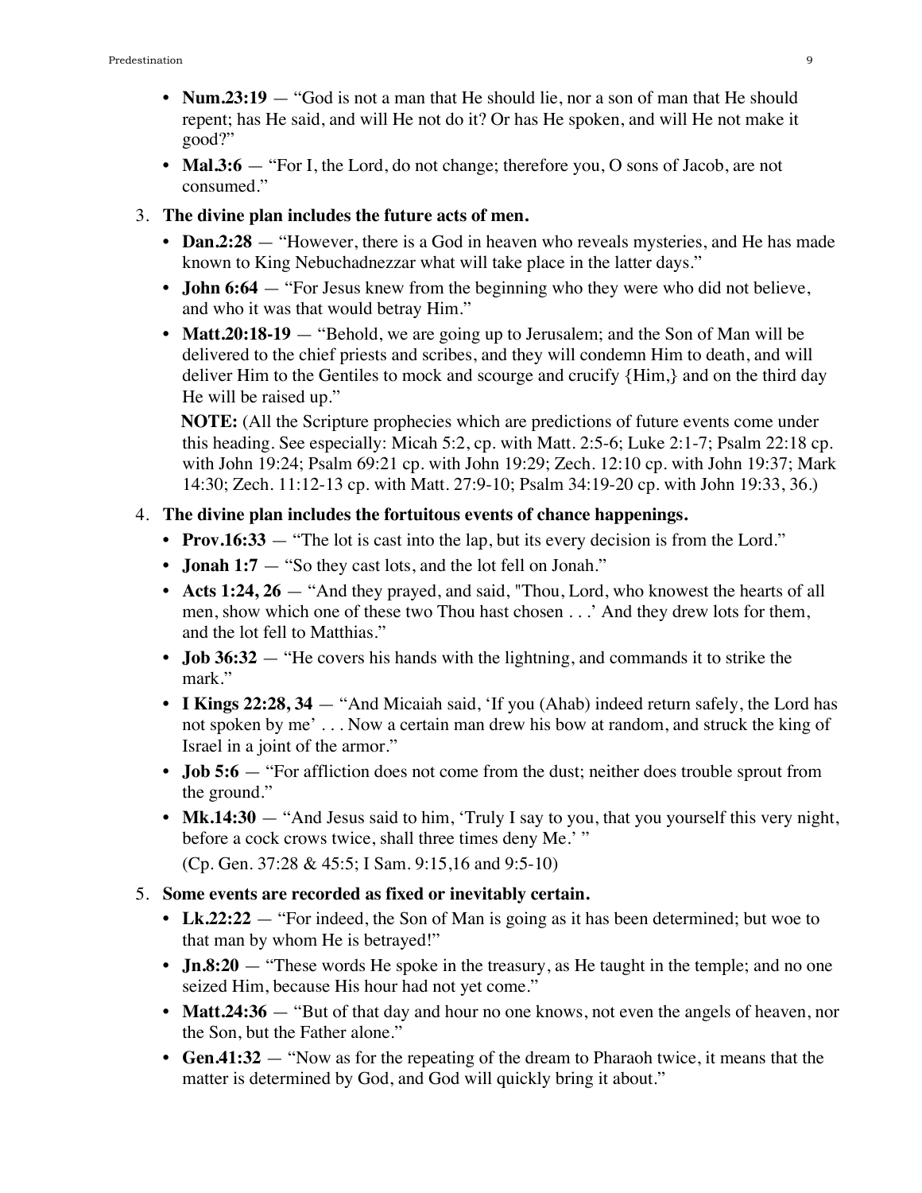- **Num.23:19** — “God is not a man that He should lie, nor a son of man that He should repent; has He said, and will He not do it? Or has He spoken, and will He not make it good?”
- **Mal.3:6** — “For I, the Lord, do not change; therefore you, O sons of Jacob, are not consumed.”

3. **The divine plan includes the future acts of men.**
   - **Dan.2:28** — “However, there is a God in heaven who reveals mysteries, and He has made known to King Nebuchadnezzar what will take place in the latter days.”
   - **John 6:64** — “For Jesus knew from the beginning who they were who did not believe, and who it was that would betray Him.”
   - **Matt.20:18-19** — “Behold, we are going up to Jerusalem; and the Son of Man will be delivered to the chief priests and scribes, and they will condemn Him to death, and will deliver Him to the Gentiles to mock and scourge and crucify {Him,} and on the third day He will be raised up.”

     **NOTE:** (All the Scripture prophecies which are predictions of future events come under this heading. See especially: Micah 5:2, cp. with Matt. 2:5-6; Luke 2:1-7; Psalm 22:18 cp. with John 19:24; Psalm 69:21 cp. with John 19:29; Zech. 12:10 cp. with John 19:37; Mark 14:30; Zech. 11:12-13 cp. with Matt. 27:9-10; Psalm 34:19-20 cp. with John 19:33, 36.)

4. **The divine plan includes the fortuitous events of chance happenings.**
   - **Prov.16:33** — “The lot is cast into the lap, but its every decision is from the Lord.”
   - **Jonah 1:7** — “So they cast lots, and the lot fell on Jonah.”
   - **Acts 1:24, 26** — “And they prayed, and said, "Thou, Lord, who knowest the hearts of all men, show which one of these two Thou hast chosen . . .’ And they drew lots for them, and the lot fell to Matthias.”
   - **Job 36:32** — “He covers his hands with the lightning, and commands it to strike the mark.”
   - **I Kings 22:28, 34** — “And Micaiah said, ‘If you (Ahab) indeed return safely, the Lord has not spoken by me’ . . . Now a certain man drew his bow at random, and struck the king of Israel in a joint of the armor.”
   - **Job 5:6** — “For affliction does not come from the dust; neither does trouble sprout from the ground.”
   - **Mk.14:30** — “And Jesus said to him, ‘Truly I say to you, that you yourself this very night, before a cock crows twice, shall three times deny Me.’ ”

     (Cp. Gen. 37:28 & 45:5; I Sam. 9:15,16 and 9:5-10)

5. **Some events are recorded as fixed or inevitably certain.**
   - **Lk.22:22** — “For indeed, the Son of Man is going as it has been determined; but woe to that man by whom He is betrayed!”
   - **Jn.8:20** — “These words He spoke in the treasury, as He taught in the temple; and no one seized Him, because His hour had not yet come.”
   - **Matt.24:36** — “But of that day and hour no one knows, not even the angels of heaven, nor the Son, but the Father alone.”
   - **Gen.41:32** — “Now as for the repeating of the dream to Pharaoh twice, it means that the matter is determined by God, and God will quickly bring it about.”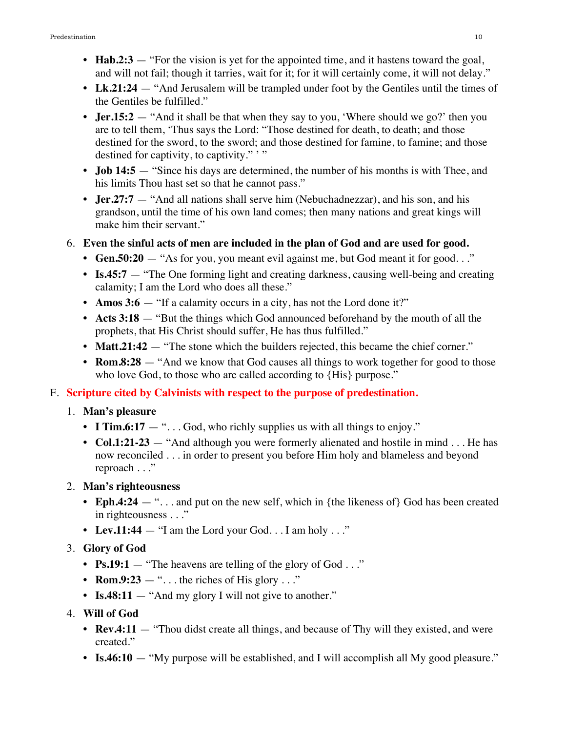- **Hab.2:3** — "For the vision is yet for the appointed time, and it hastens toward the goal, and will not fail; though it tarries, wait for it; for it will certainly come, it will not delay."
- **Lk.21:24** — "And Jerusalem will be trampled under foot by the Gentiles until the times of the Gentiles be fulfilled."
- **Jer.15:2** — "And it shall be that when they say to you, 'Where should we go?' then you are to tell them, 'Thus says the Lord: "Those destined for death, to death; and those destined for the sword, to the sword; and those destined for famine, to famine; and those destined for captivity, to captivity." ' "
- **Job 14:5** — "Since his days are determined, the number of his months is with Thee, and his limits Thou hast set so that he cannot pass."
- **Jer.27:7** — "And all nations shall serve him (Nebuchadnezzar), and his son, and his grandson, until the time of his own land comes; then many nations and great kings will make him their servant."

6. **Even the sinful acts of men are included in the plan of God and are used for good.**
   - **Gen.50:20** — "As for you, you meant evil against me, but God meant it for good. . ."
   - **Is.45:7** — "The One forming light and creating darkness, causing well-being and creating calamity; I am the Lord who does all these."
   - **Amos 3:6** — "If a calamity occurs in a city, has not the Lord done it?"
   - **Acts 3:18** — "But the things which God announced beforehand by the mouth of all the prophets, that His Christ should suffer, He has thus fulfilled."
   - **Matt.21:42** — "The stone which the builders rejected, this became the chief corner."
   - **Rom.8:28** — "And we know that God causes all things to work together for good to those who love God, to those who are called according to {His} purpose."

## F. Scripture cited by Calvinists with respect to the purpose of predestination.

1. **Man's pleasure**
   - **I Tim.6:17** — ". . . God, who richly supplies us with all things to enjoy."
   - **Col.1:21-23** — "And although you were formerly alienated and hostile in mind . . . He has now reconciled . . . in order to present you before Him holy and blameless and beyond reproach . . ."
2. **Man's righteousness**
   - **Eph.4:24** — ". . . and put on the new self, which in {the likeness of} God has been created in righteousness . . ."
   - **Lev.11:44** — "I am the Lord your God. . . I am holy . . ."
3. **Glory of God**
   - **Ps.19:1** — "The heavens are telling of the glory of God . . ."
   - **Rom.9:23** — ". . . the riches of His glory . . ."
   - **Is.48:11** — "And my glory I will not give to another."
4. **Will of God**
   - **Rev.4:11** — "Thou didst create all things, and because of Thy will they existed, and were created."
   - **Is.46:10** — "My purpose will be established, and I will accomplish all My good pleasure."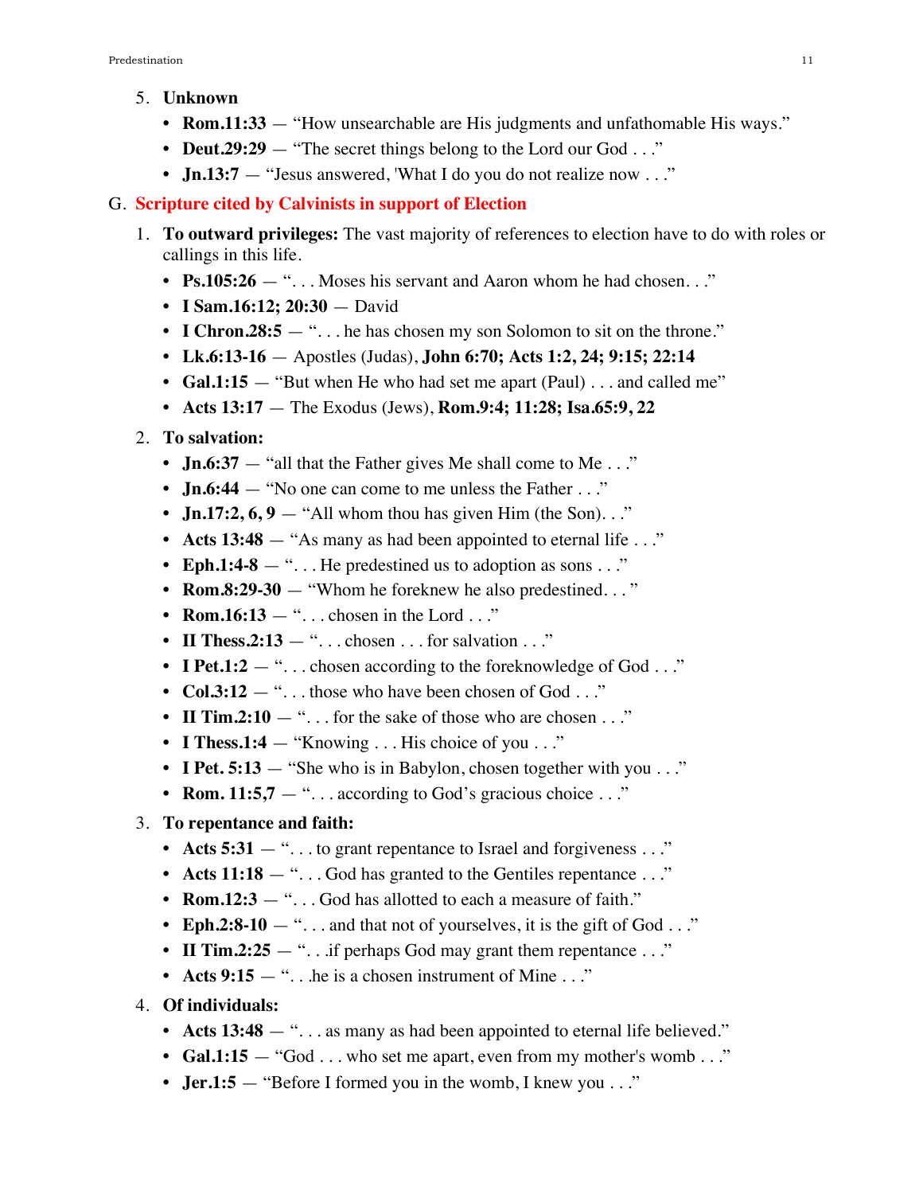5. **Unknown**
   - **Rom.11:33** — "How unsearchable are His judgments and unfathomable His ways."
   - **Deut.29:29** — "The secret things belong to the Lord our God . . ."
   - **Jn.13:7** — "Jesus answered, 'What I do you do not realize now . . ."

G. **Scripture cited by Calvinists in support of Election**

1. **To outward privileges:** The vast majority of references to election have to do with roles or callings in this life.
   - **Ps.105:26** — ". . . Moses his servant and Aaron whom he had chosen. . ."
   - **I Sam.16:12; 20:30** — David
   - **I Chron.28:5** — ". . . he has chosen my son Solomon to sit on the throne."
   - **Lk.6:13-16** — Apostles (Judas), **John 6:70; Acts 1:2, 24; 9:15; 22:14**
   - **Gal.1:15** — "But when He who had set me apart (Paul) . . . and called me"
   - **Acts 13:17** — The Exodus (Jews), **Rom.9:4; 11:28; Isa.65:9, 22**

2. **To salvation:**
   - **Jn.6:37** — "all that the Father gives Me shall come to Me . . ."
   - **Jn.6:44** — "No one can come to me unless the Father . . ."
   - **Jn.17:2, 6, 9** — "All whom thou has given Him (the Son). . ."
   - **Acts 13:48** — "As many as had been appointed to eternal life . . ."
   - **Eph.1:4-8** — ". . . He predestined us to adoption as sons . . ."
   - **Rom.8:29-30** — "Whom he foreknew he also predestined. . . "
   - **Rom.16:13** — ". . . chosen in the Lord . . ."
   - **II Thess.2:13** — ". . . chosen . . . for salvation . . ."
   - **I Pet.1:2** — ". . . chosen according to the foreknowledge of God . . ."
   - **Col.3:12** — ". . . those who have been chosen of God . . ."
   - **II Tim.2:10** — ". . . for the sake of those who are chosen . . ."
   - **I Thess.1:4** — "Knowing . . . His choice of you . . ."
   - **I Pet. 5:13** — "She who is in Babylon, chosen together with you . . ."
   - **Rom. 11:5,7** — ". . . according to God's gracious choice . . ."

3. **To repentance and faith:**
   - **Acts 5:31** — ". . . to grant repentance to Israel and forgiveness . . ."
   - **Acts 11:18** — ". . . God has granted to the Gentiles repentance . . ."
   - **Rom.12:3** — ". . . God has allotted to each a measure of faith."
   - **Eph.2:8-10** — ". . . and that not of yourselves, it is the gift of God . . ."
   - **II Tim.2:25** — ". . .if perhaps God may grant them repentance . . ."
   - **Acts 9:15** — ". . .he is a chosen instrument of Mine . . ."

4. **Of individuals:**
   - **Acts 13:48** — ". . . as many as had been appointed to eternal life believed."
   - **Gal.1:15** — "God . . . who set me apart, even from my mother's womb . . ."
   - **Jer.1:5** — "Before I formed you in the womb, I knew you . . ."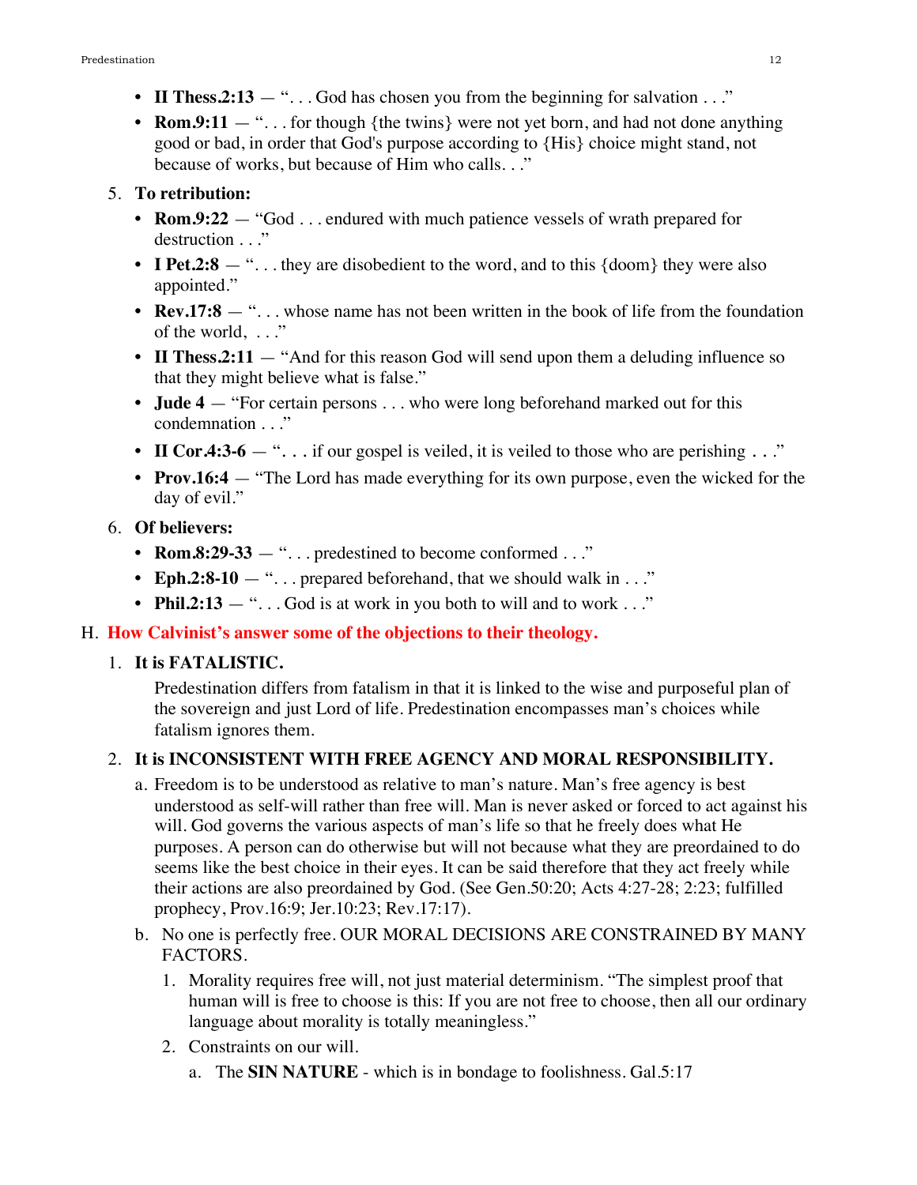- **II Thess.2:13** — ". . . God has chosen you from the beginning for salvation . . ."
- **Rom.9:11** — ". . . for though {the twins} were not yet born, and had not done anything good or bad, in order that God's purpose according to {His} choice might stand, not because of works, but because of Him who calls. . ."

5. **To retribution:**
   - **Rom.9:22** — "God . . . endured with much patience vessels of wrath prepared for destruction . . ."
   - **I Pet.2:8** — ". . . they are disobedient to the word, and to this {doom} they were also appointed."
   - **Rev.17:8** — ". . . whose name has not been written in the book of life from the foundation of the world, . . ."
   - **II Thess.2:11** — "And for this reason God will send upon them a deluding influence so that they might believe what is false."
   - **Jude 4** — "For certain persons . . . who were long beforehand marked out for this condemnation . . ."
   - **II Cor.4:3-6** — ". . . if our gospel is veiled, it is veiled to those who are perishing . . ."
   - **Prov.16:4** — "The Lord has made everything for its own purpose, even the wicked for the day of evil."

6. **Of believers:**
   - **Rom.8:29-33** — ". . . predestined to become conformed . . ."
   - **Eph.2:8-10** — ". . . prepared beforehand, that we should walk in . . ."
   - **Phil.2:13** — ". . . God is at work in you both to will and to work . . ."

## H. How Calvinist's answer some of the objections to their theology.

1. **It is FATALISTIC.**

   Predestination differs from fatalism in that it is linked to the wise and purposeful plan of the sovereign and just Lord of life. Predestination encompasses man's choices while fatalism ignores them.

2. **It is INCONSISTENT WITH FREE AGENCY AND MORAL RESPONSIBILITY.**

   a. Freedom is to be understood as relative to man's nature. Man's free agency is best understood as self-will rather than free will. Man is never asked or forced to act against his will. God governs the various aspects of man's life so that he freely does what He purposes. A person can do otherwise but will not because what they are preordained to do seems like the best choice in their eyes. It can be said therefore that they act freely while their actions are also preordained by God. (See Gen.50:20; Acts 4:27-28; 2:23; fulfilled prophecy, Prov.16:9; Jer.10:23; Rev.17:17).

   b. No one is perfectly free. OUR MORAL DECISIONS ARE CONSTRAINED BY MANY FACTORS.

      1. Morality requires free will, not just material determinism. "The simplest proof that human will is free to choose is this: If you are not free to choose, then all our ordinary language about morality is totally meaningless."

      2. Constraints on our will.

         a. The **SIN NATURE** - which is in bondage to foolishness. Gal.5:17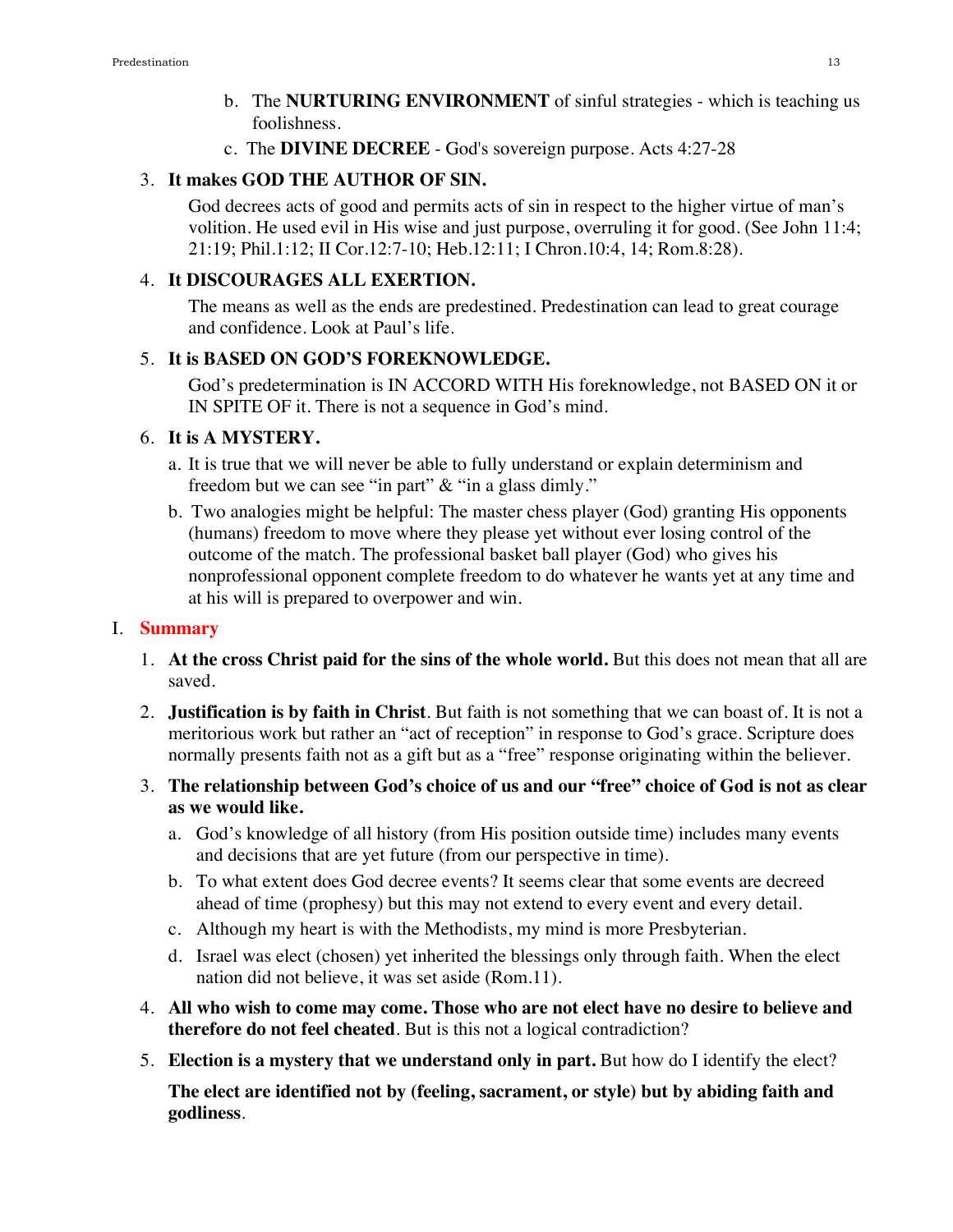b. The **NURTURING ENVIRONMENT** of sinful strategies - which is teaching us foolishness.
   c. The **DIVINE DECREE** - God's sovereign purpose. Acts 4:27-28

3. **It makes GOD THE AUTHOR OF SIN.**

   God decrees acts of good and permits acts of sin in respect to the higher virtue of man's volition. He used evil in His wise and just purpose, overruling it for good. (See John 11:4; 21:19; Phil.1:12; II Cor.12:7-10; Heb.12:11; I Chron.10:4, 14; Rom.8:28).

4. **It DISCOURAGES ALL EXERTION.**

   The means as well as the ends are predestined. Predestination can lead to great courage and confidence. Look at Paul's life.

5. **It is BASED ON GOD'S FOREKNOWLEDGE.**

   God's predetermination is IN ACCORD WITH His foreknowledge, not BASED ON it or IN SPITE OF it. There is not a sequence in God's mind.

6. **It is A MYSTERY.**
   a. It is true that we will never be able to fully understand or explain determinism and freedom but we can see "in part" & "in a glass dimly."
   b. Two analogies might be helpful: The master chess player (God) granting His opponents (humans) freedom to move where they please yet without ever losing control of the outcome of the match. The professional basket ball player (God) who gives his nonprofessional opponent complete freedom to do whatever he wants yet at any time and at his will is prepared to overpower and win.

## I. Summary

1. **At the cross Christ paid for the sins of the whole world.** But this does not mean that all are saved.
2. **Justification is by faith in Christ**. But faith is not something that we can boast of. It is not a meritorious work but rather an "act of reception" in response to God's grace. Scripture does normally presents faith not as a gift but as a "free" response originating within the believer.
3. **The relationship between God's choice of us and our "free" choice of God is not as clear as we would like.**
   a. God's knowledge of all history (from His position outside time) includes many events and decisions that are yet future (from our perspective in time).
   b. To what extent does God decree events? It seems clear that some events are decreed ahead of time (prophesy) but this may not extend to every event and every detail.
   c. Although my heart is with the Methodists, my mind is more Presbyterian.
   d. Israel was elect (chosen) yet inherited the blessings only through faith. When the elect nation did not believe, it was set aside (Rom.11).
4. **All who wish to come may come. Those who are not elect have no desire to believe and therefore do not feel cheated**. But is this not a logical contradiction?
5. **Election is a mystery that we understand only in part.** But how do I identify the elect?

   **The elect are identified not by (feeling, sacrament, or style) but by abiding faith and godliness**.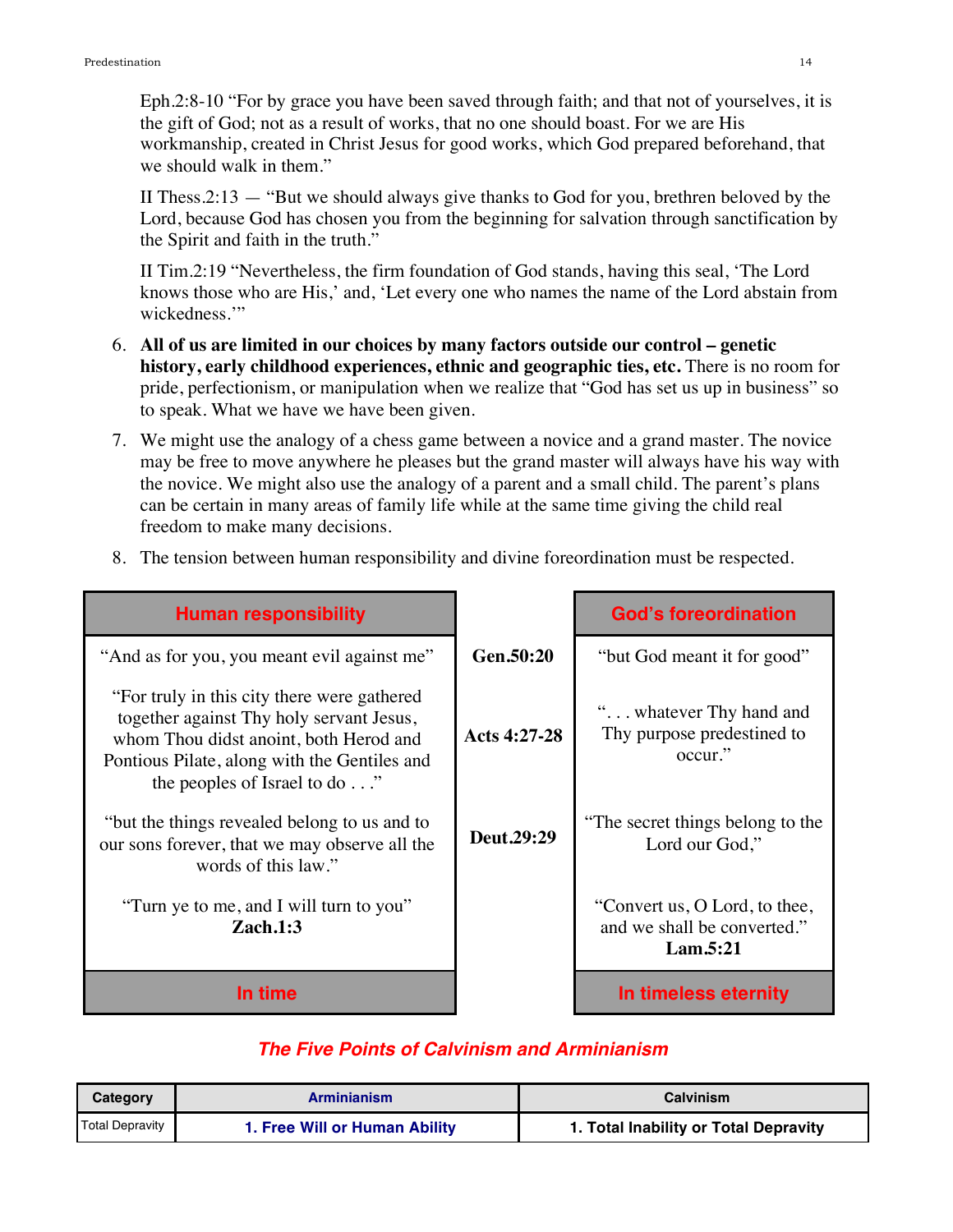Eph.2:8-10 "For by grace you have been saved through faith; and that not of yourselves, it is the gift of God; not as a result of works, that no one should boast. For we are His workmanship, created in Christ Jesus for good works, which God prepared beforehand, that we should walk in them."

II Thess.2:13 — "But we should always give thanks to God for you, brethren beloved by the Lord, because God has chosen you from the beginning for salvation through sanctification by the Spirit and faith in the truth."

II Tim.2:19 "Nevertheless, the firm foundation of God stands, having this seal, 'The Lord knows those who are His,' and, 'Let every one who names the name of the Lord abstain from wickedness.'"

6. **All of us are limited in our choices by many factors outside our control – genetic history, early childhood experiences, ethnic and geographic ties, etc.** There is no room for pride, perfectionism, or manipulation when we realize that "God has set us up in business" so to speak. What we have we have been given.
7. We might use the analogy of a chess game between a novice and a grand master. The novice may be free to move anywhere he pleases but the grand master will always have his way with the novice. We might also use the analogy of a parent and a small child. The parent's plans can be certain in many areas of family life while at the same time giving the child real freedom to make many decisions.
8. The tension between human responsibility and divine foreordination must be respected.

| Human responsibility | | God's foreordination |
|---|---|---|
| "And as for you, you meant evil against me" | **Gen.50:20** | "but God meant it for good" |
| "For truly in this city there were gathered together against Thy holy servant Jesus, whom Thou didst anoint, both Herod and Pontious Pilate, along with the Gentiles and the peoples of Israel to do . . ." | **Acts 4:27-28** | ". . . whatever Thy hand and Thy purpose predestined to occur." |
| "but the things revealed belong to us and to our sons forever, that we may observe all the words of this law." | **Deut.29:29** | "The secret things belong to the Lord our God," |
| "Turn ye to me, and I will turn to you" **Zach.1:3** | | "Convert us, O Lord, to thee, and we shall be converted." **Lam.5:21** |
| **In time** | | **In timeless eternity** |

## *The Five Points of Calvinism and Arminianism*

| Category | Arminianism | Calvinism |
|---|---|---|
| Total Depravity | **1. Free Will or Human Ability** | **1. Total Inability or Total Depravity** |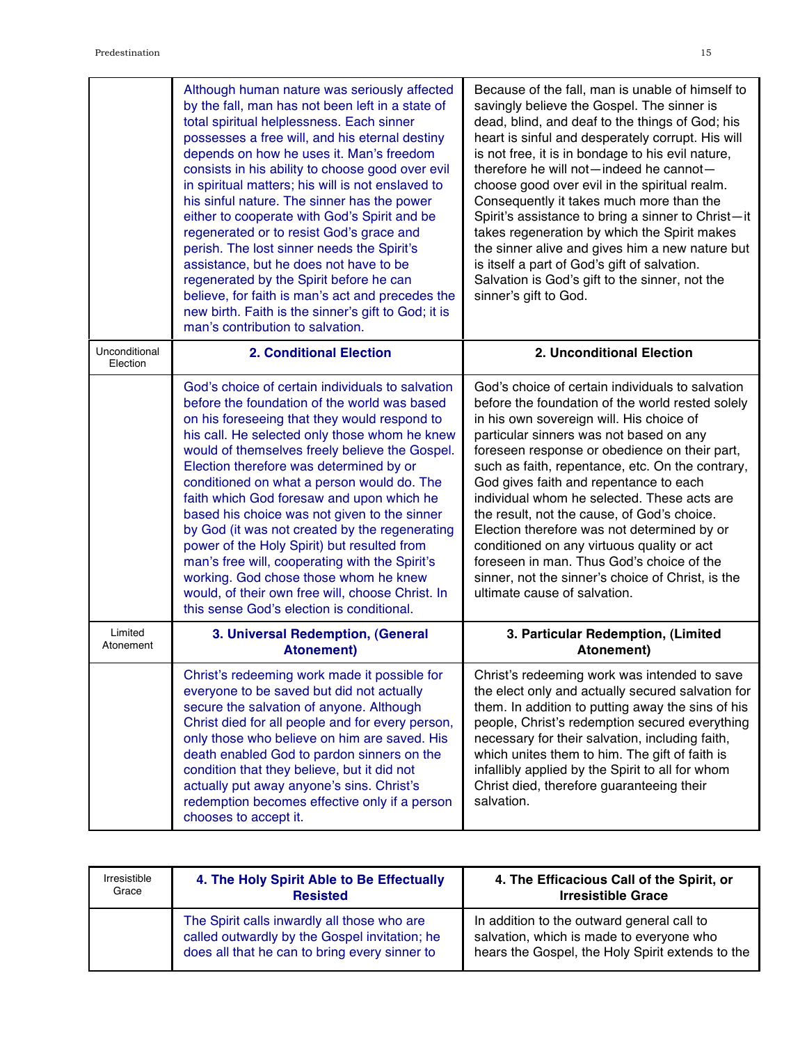| | | |
|---|---|---|
| | Although human nature was seriously affected by the fall, man has not been left in a state of total spiritual helplessness. Each sinner possesses a free will, and his eternal destiny depends on how he uses it. Man's freedom consists in his ability to choose good over evil in spiritual matters; his will is not enslaved to his sinful nature. The sinner has the power either to cooperate with God's Spirit and be regenerated or to resist God's grace and perish. The lost sinner needs the Spirit's assistance, but he does not have to be regenerated by the Spirit before he can believe, for faith is man's act and precedes the new birth. Faith is the sinner's gift to God; it is man's contribution to salvation. | Because of the fall, man is unable of himself to savingly believe the Gospel. The sinner is dead, blind, and deaf to the things of God; his heart is sinful and desperately corrupt. His will is not free, it is in bondage to his evil nature, therefore he will not—indeed he cannot—choose good over evil in the spiritual realm. Consequently it takes much more than the Spirit's assistance to bring a sinner to Christ—it takes regeneration by which the Spirit makes the sinner alive and gives him a new nature but is itself a part of God's gift of salvation. Salvation is God's gift to the sinner, not the sinner's gift to God. |
| Unconditional Election | **2. Conditional Election** | **2. Unconditional Election** |
| | God's choice of certain individuals to salvation before the foundation of the world was based on his foreseeing that they would respond to his call. He selected only those whom he knew would of themselves freely believe the Gospel. Election therefore was determined by or conditioned on what a person would do. The faith which God foresaw and upon which he based his choice was not given to the sinner by God (it was not created by the regenerating power of the Holy Spirit) but resulted from man's free will, cooperating with the Spirit's working. God chose those whom he knew would, of their own free will, choose Christ. In this sense God's election is conditional. | God's choice of certain individuals to salvation before the foundation of the world rested solely in his own sovereign will. His choice of particular sinners was not based on any foreseen response or obedience on their part, such as faith, repentance, etc. On the contrary, God gives faith and repentance to each individual whom he selected. These acts are the result, not the cause, of God's choice. Election therefore was not determined by or conditioned on any virtuous quality or act foreseen in man. Thus God's choice of the sinner, not the sinner's choice of Christ, is the ultimate cause of salvation. |
| Limited Atonement | **3. Universal Redemption, (General Atonement)** | **3. Particular Redemption, (Limited Atonement)** |
| | Christ's redeeming work made it possible for everyone to be saved but did not actually secure the salvation of anyone. Although Christ died for all people and for every person, only those who believe on him are saved. His death enabled God to pardon sinners on the condition that they believe, but it did not actually put away anyone's sins. Christ's redemption becomes effective only if a person chooses to accept it. | Christ's redeeming work was intended to save the elect only and actually secured salvation for them. In addition to putting away the sins of his people, Christ's redemption secured everything necessary for their salvation, including faith, which unites them to him. The gift of faith is infallibly applied by the Spirit to all for whom Christ died, therefore guaranteeing their salvation. |
| Irresistible Grace | **4. The Holy Spirit Able to Be Effectually Resisted** | **4. The Efficacious Call of the Spirit, or Irresistible Grace** |
| | The Spirit calls inwardly all those who are called outwardly by the Gospel invitation; he does all that he can to bring every sinner to | In addition to the outward general call to salvation, which is made to everyone who hears the Gospel, the Holy Spirit extends to the |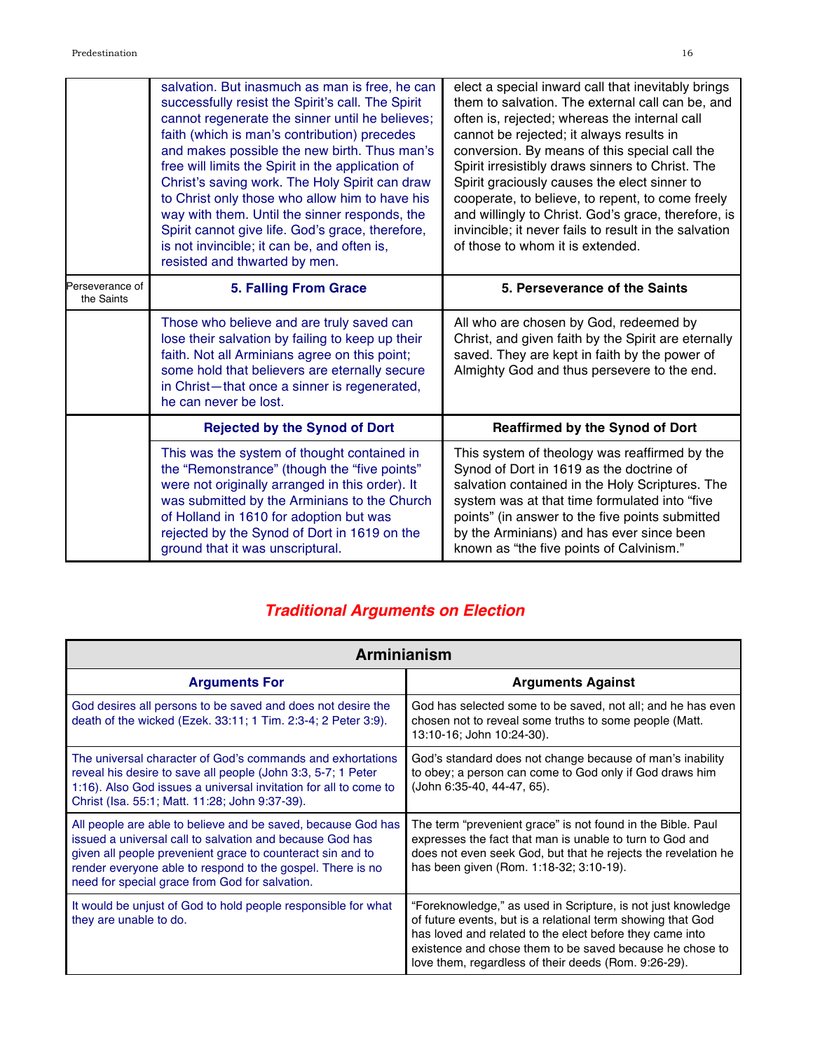| | | |
|---|---|---|
| | salvation. But inasmuch as man is free, he can successfully resist the Spirit's call. The Spirit cannot regenerate the sinner until he believes; faith (which is man's contribution) precedes and makes possible the new birth. Thus man's free will limits the Spirit in the application of Christ's saving work. The Holy Spirit can draw to Christ only those who allow him to have his way with them. Until the sinner responds, the Spirit cannot give life. God's grace, therefore, is not invincible; it can be, and often is, resisted and thwarted by men. | elect a special inward call that inevitably brings them to salvation. The external call can be, and often is, rejected; whereas the internal call cannot be rejected; it always results in conversion. By means of this special call the Spirit irresistibly draws sinners to Christ. The Spirit graciously causes the elect sinner to cooperate, to believe, to repent, to come freely and willingly to Christ. God's grace, therefore, is invincible; it never fails to result in the salvation of those to whom it is extended. |
| Perseverance of the Saints | **5. Falling From Grace** | **5. Perseverance of the Saints** |
| | Those who believe and are truly saved can lose their salvation by failing to keep up their faith. Not all Arminians agree on this point; some hold that believers are eternally secure in Christ—that once a sinner is regenerated, he can never be lost. | All who are chosen by God, redeemed by Christ, and given faith by the Spirit are eternally saved. They are kept in faith by the power of Almighty God and thus persevere to the end. |
| | **Rejected by the Synod of Dort** | **Reaffirmed by the Synod of Dort** |
| | This was the system of thought contained in the "Remonstrance" (though the "five points" were not originally arranged in this order). It was submitted by the Arminians to the Church of Holland in 1610 for adoption but was rejected by the Synod of Dort in 1619 on the ground that it was unscriptural. | This system of theology was reaffirmed by the Synod of Dort in 1619 as the doctrine of salvation contained in the Holy Scriptures. The system was at that time formulated into "five points" (in answer to the five points submitted by the Arminians) and has ever since been known as "the five points of Calvinism." |

## *Traditional Arguments on Election*

| **Arminianism** | |
|---|---|
| **Arguments For** | **Arguments Against** |
| God desires all persons to be saved and does not desire the death of the wicked (Ezek. 33:11; 1 Tim. 2:3-4; 2 Peter 3:9). | God has selected some to be saved, not all; and he has even chosen not to reveal some truths to some people (Matt. 13:10-16; John 10:24-30). |
| The universal character of God's commands and exhortations reveal his desire to save all people (John 3:3, 5-7; 1 Peter 1:16). Also God issues a universal invitation for all to come to Christ (Isa. 55:1; Matt. 11:28; John 9:37-39). | God's standard does not change because of man's inability to obey; a person can come to God only if God draws him (John 6:35-40, 44-47, 65). |
| All people are able to believe and be saved, because God has issued a universal call to salvation and because God has given all people prevenient grace to counteract sin and to render everyone able to respond to the gospel. There is no need for special grace from God for salvation. | The term "prevenient grace" is not found in the Bible. Paul expresses the fact that man is unable to turn to God and does not even seek God, but that he rejects the revelation he has been given (Rom. 1:18-32; 3:10-19). |
| It would be unjust of God to hold people responsible for what they are unable to do. | "Foreknowledge," as used in Scripture, is not just knowledge of future events, but is a relational term showing that God has loved and related to the elect before they came into existence and chose them to be saved because he chose to love them, regardless of their deeds (Rom. 9:26-29). |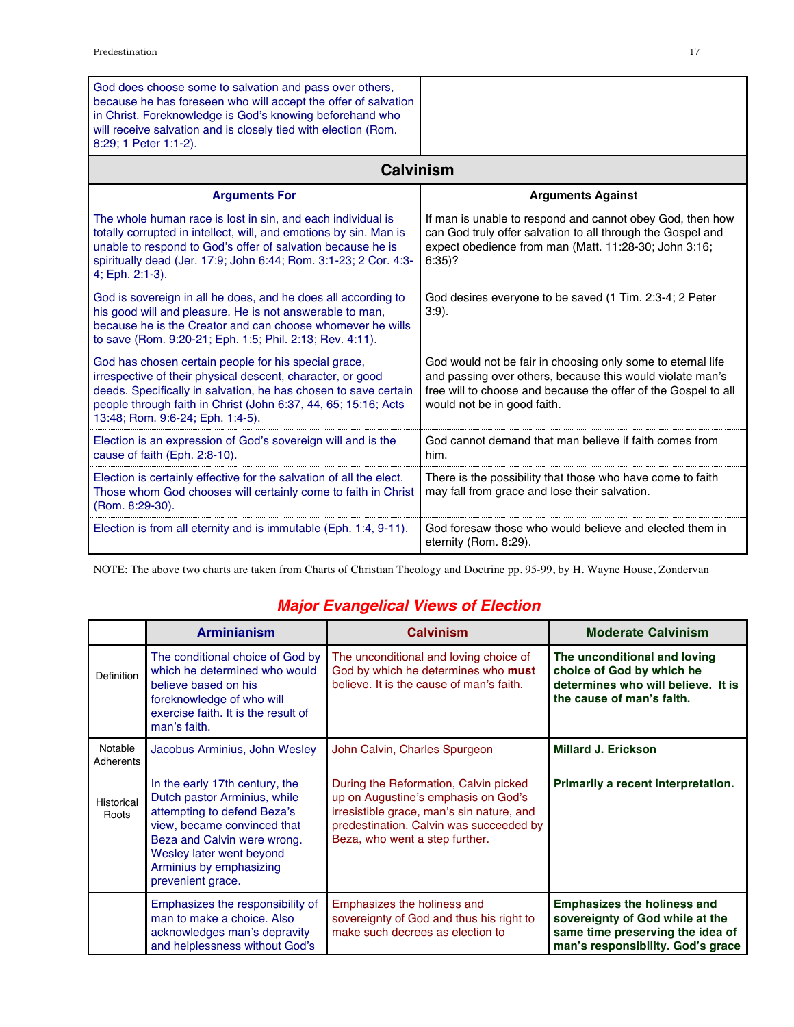| | |
|---|---|
| God does choose some to salvation and pass over others, because he has foreseen who will accept the offer of salvation in Christ. Foreknowledge is God's knowing beforehand who will receive salvation and is closely tied with election (Rom. 8:29; 1 Peter 1:1-2). | |

## Calvinism

| Arguments For | Arguments Against |
|---|---|
| The whole human race is lost in sin, and each individual is totally corrupted in intellect, will, and emotions by sin. Man is unable to respond to God's offer of salvation because he is spiritually dead (Jer. 17:9; John 6:44; Rom. 3:1-23; 2 Cor. 4:3-4; Eph. 2:1-3). | If man is unable to respond and cannot obey God, then how can God truly offer salvation to all through the Gospel and expect obedience from man (Matt. 11:28-30; John 3:16; 6:35)? |
| God is sovereign in all he does, and he does all according to his good will and pleasure. He is not answerable to man, because he is the Creator and can choose whomever he wills to save (Rom. 9:20-21; Eph. 1:5; Phil. 2:13; Rev. 4:11). | God desires everyone to be saved (1 Tim. 2:3-4; 2 Peter 3:9). |
| God has chosen certain people for his special grace, irrespective of their physical descent, character, or good deeds. Specifically in salvation, he has chosen to save certain people through faith in Christ (John 6:37, 44, 65; 15:16; Acts 13:48; Rom. 9:6-24; Eph. 1:4-5). | God would not be fair in choosing only some to eternal life and passing over others, because this would violate man's free will to choose and because the offer of the Gospel to all would not be in good faith. |
| Election is an expression of God's sovereign will and is the cause of faith (Eph. 2:8-10). | God cannot demand that man believe if faith comes from him. |
| Election is certainly effective for the salvation of all the elect. Those whom God chooses will certainly come to faith in Christ (Rom. 8:29-30). | There is the possibility that those who have come to faith may fall from grace and lose their salvation. |
| Election is from all eternity and is immutable (Eph. 1:4, 9-11). | God foresaw those who would believe and elected them in eternity (Rom. 8:29). |

NOTE: The above two charts are taken from Charts of Christian Theology and Doctrine pp. 95-99, by H. Wayne House, Zondervan

## *Major Evangelical Views of Election*

| | Arminianism | Calvinism | Moderate Calvinism |
|---|---|---|---|
| Definition | The conditional choice of God by which he determined who would believe based on his foreknowledge of who will exercise faith. It is the result of man's faith. | The unconditional and loving choice of God by which he determines who **must** believe. It is the cause of man's faith. | **The unconditional and loving choice of God by which he determines who will believe. It is the cause of man's faith.** |
| Notable Adherents | Jacobus Arminius, John Wesley | John Calvin, Charles Spurgeon | **Millard J. Erickson** |
| Historical Roots | In the early 17th century, the Dutch pastor Arminius, while attempting to defend Beza's view, became convinced that Beza and Calvin were wrong. Wesley later went beyond Arminius by emphasizing prevenient grace. | During the Reformation, Calvin picked up on Augustine's emphasis on God's irresistible grace, man's sin nature, and predestination. Calvin was succeeded by Beza, who went a step further. | **Primarily a recent interpretation.** |
| | Emphasizes the responsibility of man to make a choice. Also acknowledges man's depravity and helplessness without God's | Emphasizes the holiness and sovereignty of God and thus his right to make such decrees as election to | **Emphasizes the holiness and sovereignty of God while at the same time preserving the idea of man's responsibility. God's grace** |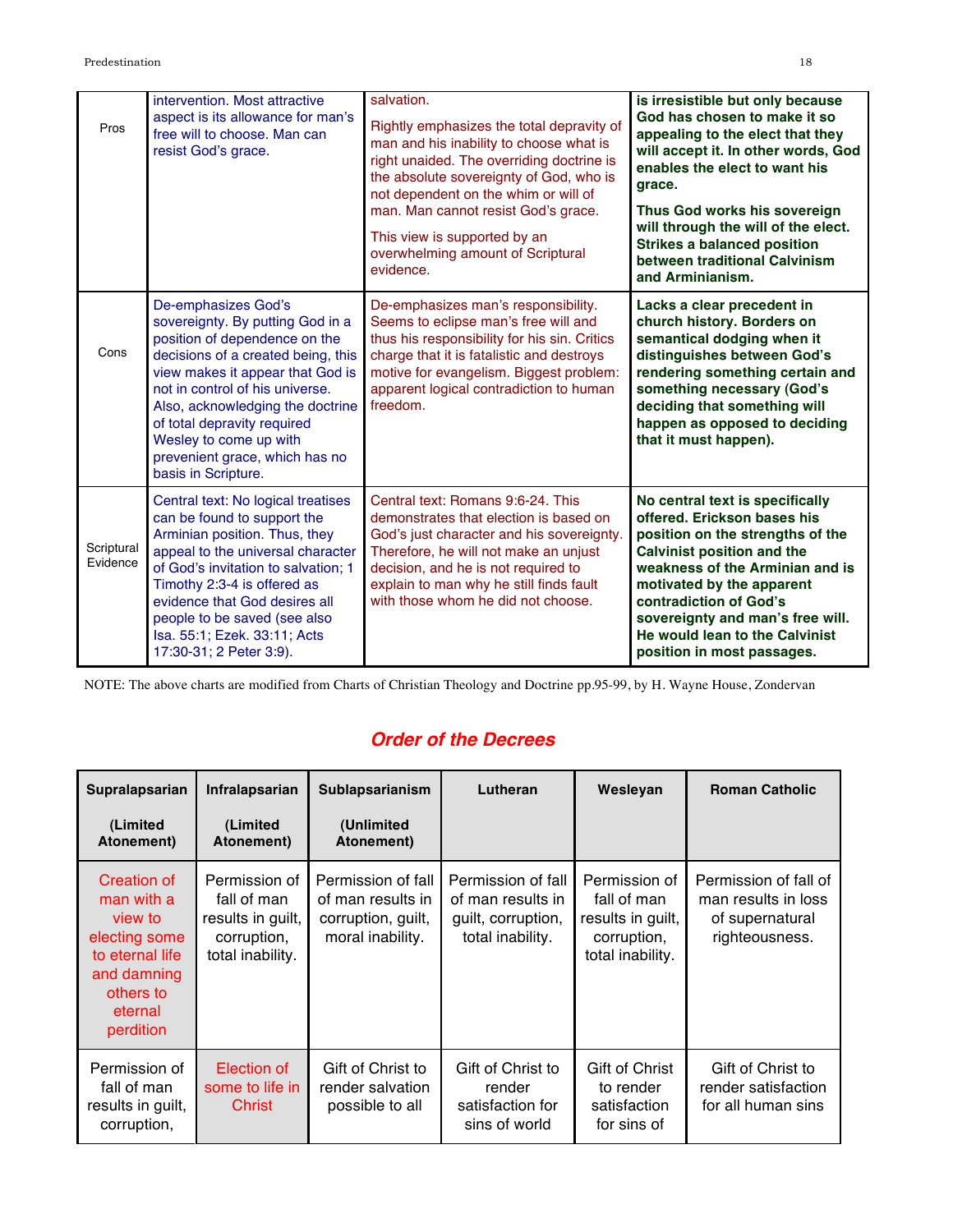| | | | |
|---|---|---|---|
| Pros | intervention. Most attractive aspect is its allowance for man's free will to choose. Man can resist God's grace. | salvation.<br><br>Rightly emphasizes the total depravity of man and his inability to choose what is right unaided. The overriding doctrine is the absolute sovereignty of God, who is not dependent on the whim or will of man. Man cannot resist God's grace.<br><br>This view is supported by an overwhelming amount of Scriptural evidence. | **is irresistible but only because God has chosen to make it so appealing to the elect that they will accept it. In other words, God enables the elect to want his grace.**<br><br>**Thus God works his sovereign will through the will of the elect. Strikes a balanced position between traditional Calvinism and Arminianism.** |
| Cons | De-emphasizes God's sovereignty. By putting God in a position of dependence on the decisions of a created being, this view makes it appear that God is not in control of his universe. Also, acknowledging the doctrine of total depravity required Wesley to come up with prevenient grace, which has no basis in Scripture. | De-emphasizes man's responsibility. Seems to eclipse man's free will and thus his responsibility for his sin. Critics charge that it is fatalistic and destroys motive for evangelism. Biggest problem: apparent logical contradiction to human freedom. | **Lacks a clear precedent in church history. Borders on semantical dodging when it distinguishes between God's rendering something certain and something necessary (God's deciding that something will happen as opposed to deciding that it must happen).** |
| Scriptural Evidence | Central text: No logical treatises can be found to support the Arminian position. Thus, they appeal to the universal character of God's invitation to salvation; 1 Timothy 2:3-4 is offered as evidence that God desires all people to be saved (see also Isa. 55:1; Ezek. 33:11; Acts 17:30-31; 2 Peter 3:9). | Central text: Romans 9:6-24. This demonstrates that election is based on God's just character and his sovereignty. Therefore, he will not make an unjust decision, and he is not required to explain to man why he still finds fault with those whom he did not choose. | **No central text is specifically offered. Erickson bases his position on the strengths of the Calvinist position and the weakness of the Arminian and is motivated by the apparent contradiction of God's sovereignty and man's free will. He would lean to the Calvinist position in most passages.** |

NOTE: The above charts are modified from Charts of Christian Theology and Doctrine pp.95-99, by H. Wayne House, Zondervan

## *Order of the Decrees*

| **Supralapsarian**<br><br>**(Limited Atonement)** | **Infralapsarian**<br><br>**(Limited Atonement)** | **Sublapsarianism**<br><br>**(Unlimited Atonement)** | **Lutheran** | **Wesleyan** | **Roman Catholic** |
|---|---|---|---|---|---|
| Creation of man with a view to electing some to eternal life and damning others to eternal perdition | Permission of fall of man results in guilt, corruption, total inability. | Permission of fall of man results in corruption, guilt, moral inability. | Permission of fall of man results in guilt, corruption, total inability. | Permission of fall of man results in guilt, corruption, total inability. | Permission of fall of man results in loss of supernatural righteousness. |
| Permission of fall of man results in guilt, corruption, | Election of some to life in Christ | Gift of Christ to render salvation possible to all | Gift of Christ to render satisfaction for sins of world | Gift of Christ to render satisfaction for sins of | Gift of Christ to render satisfaction for all human sins |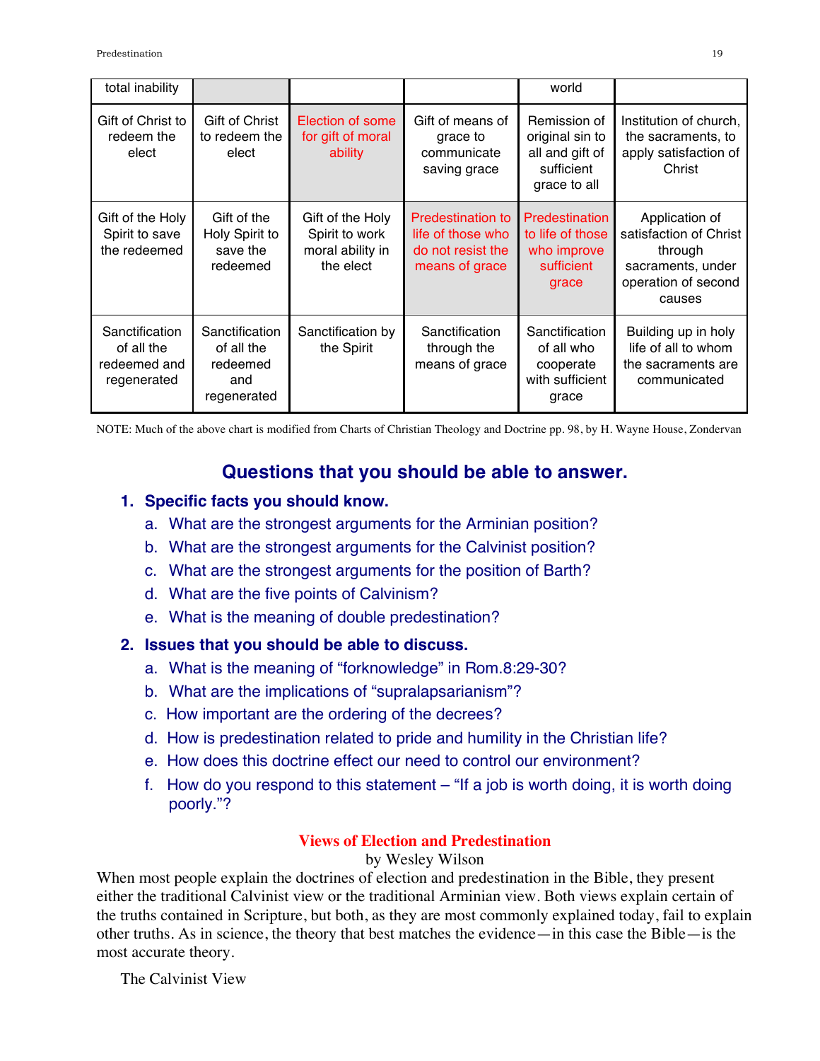| total inability | | | | world | |
|---|---|---|---|---|---|
| Gift of Christ to redeem the elect | Gift of Christ to redeem the elect | Election of some for gift of moral ability | Gift of means of grace to communicate saving grace | Remission of original sin to all and gift of sufficient grace to all | Institution of church, the sacraments, to apply satisfaction of Christ |
| Gift of the Holy Spirit to save the redeemed | Gift of the Holy Spirit to save the redeemed | Gift of the Holy Spirit to work moral ability in the elect | Predestination to life of those who do not resist the means of grace | Predestination to life of those who improve sufficient grace | Application of satisfaction of Christ through sacraments, under operation of second causes |
| Sanctification of all the redeemed and regenerated | Sanctification of all the redeemed and regenerated | Sanctification by the Spirit | Sanctification through the means of grace | Sanctification of all who cooperate with sufficient grace | Building up in holy life of all to whom the sacraments are communicated |

NOTE: Much of the above chart is modified from Charts of Christian Theology and Doctrine pp. 98, by H. Wayne House, Zondervan

## Questions that you should be able to answer.

1. **Specific facts you should know.**
   a. What are the strongest arguments for the Arminian position?
   b. What are the strongest arguments for the Calvinist position?
   c. What are the strongest arguments for the position of Barth?
   d. What are the five points of Calvinism?
   e. What is the meaning of double predestination?
2. **Issues that you should be able to discuss.**
   a. What is the meaning of "forknowledge" in Rom.8:29-30?
   b. What are the implications of "supralapsarianism"?
   c. How important are the ordering of the decrees?
   d. How is predestination related to pride and humility in the Christian life?
   e. How does this doctrine effect our need to control our environment?
   f. How do you respond to this statement – "If a job is worth doing, it is worth doing poorly."?

### Views of Election and Predestination

by Wesley Wilson

When most people explain the doctrines of election and predestination in the Bible, they present either the traditional Calvinist view or the traditional Arminian view. Both views explain certain of the truths contained in Scripture, but both, as they are most commonly explained today, fail to explain other truths. As in science, the theory that best matches the evidence—in this case the Bible—is the most accurate theory.

The Calvinist View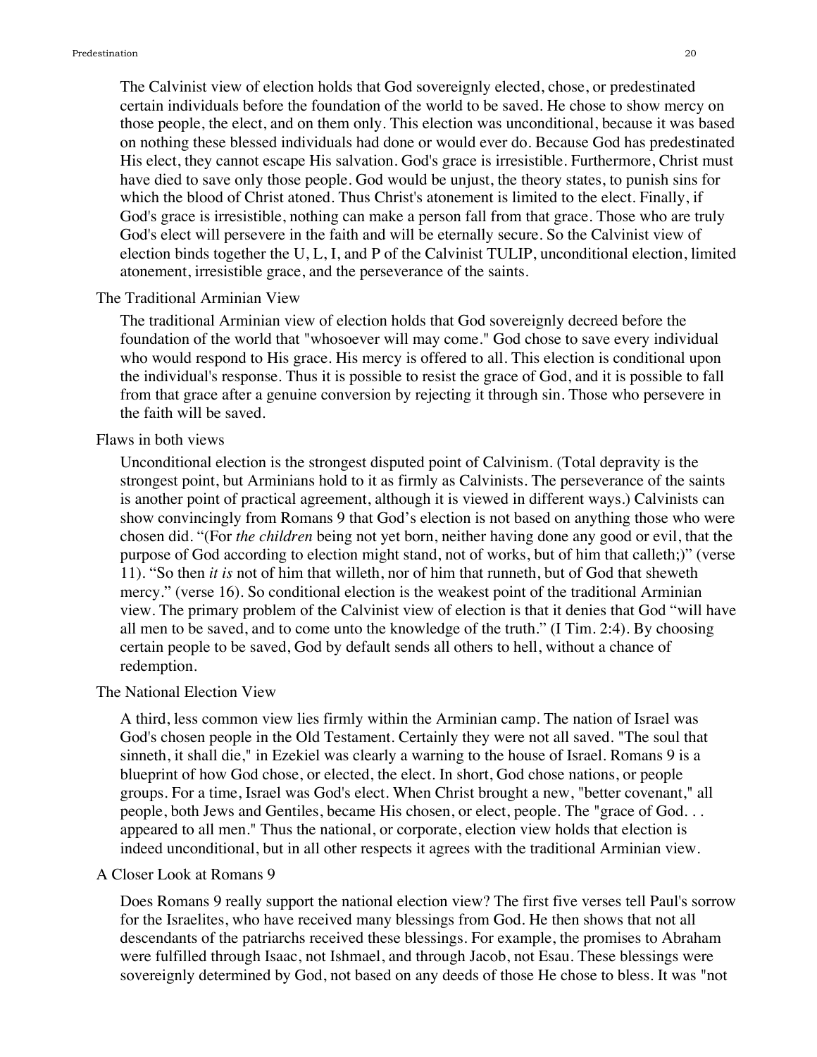The Calvinist view of election holds that God sovereignly elected, chose, or predestinated certain individuals before the foundation of the world to be saved. He chose to show mercy on those people, the elect, and on them only. This election was unconditional, because it was based on nothing these blessed individuals had done or would ever do. Because God has predestinated His elect, they cannot escape His salvation. God's grace is irresistible. Furthermore, Christ must have died to save only those people. God would be unjust, the theory states, to punish sins for which the blood of Christ atoned. Thus Christ's atonement is limited to the elect. Finally, if God's grace is irresistible, nothing can make a person fall from that grace. Those who are truly God's elect will persevere in the faith and will be eternally secure. So the Calvinist view of election binds together the U, L, I, and P of the Calvinist TULIP, unconditional election, limited atonement, irresistible grace, and the perseverance of the saints.

### The Traditional Arminian View

The traditional Arminian view of election holds that God sovereignly decreed before the foundation of the world that "whosoever will may come." God chose to save every individual who would respond to His grace. His mercy is offered to all. This election is conditional upon the individual's response. Thus it is possible to resist the grace of God, and it is possible to fall from that grace after a genuine conversion by rejecting it through sin. Those who persevere in the faith will be saved.

### Flaws in both views

Unconditional election is the strongest disputed point of Calvinism. (Total depravity is the strongest point, but Arminians hold to it as firmly as Calvinists. The perseverance of the saints is another point of practical agreement, although it is viewed in different ways.) Calvinists can show convincingly from Romans 9 that God's election is not based on anything those who were chosen did. "(For *the children* being not yet born, neither having done any good or evil, that the purpose of God according to election might stand, not of works, but of him that calleth;)" (verse 11). "So then *it is* not of him that willeth, nor of him that runneth, but of God that sheweth mercy." (verse 16). So conditional election is the weakest point of the traditional Arminian view. The primary problem of the Calvinist view of election is that it denies that God "will have all men to be saved, and to come unto the knowledge of the truth." (I Tim. 2:4). By choosing certain people to be saved, God by default sends all others to hell, without a chance of redemption.

### The National Election View

A third, less common view lies firmly within the Arminian camp. The nation of Israel was God's chosen people in the Old Testament. Certainly they were not all saved. "The soul that sinneth, it shall die," in Ezekiel was clearly a warning to the house of Israel. Romans 9 is a blueprint of how God chose, or elected, the elect. In short, God chose nations, or people groups. For a time, Israel was God's elect. When Christ brought a new, "better covenant," all people, both Jews and Gentiles, became His chosen, or elect, people. The "grace of God. . . appeared to all men." Thus the national, or corporate, election view holds that election is indeed unconditional, but in all other respects it agrees with the traditional Arminian view.

### A Closer Look at Romans 9

Does Romans 9 really support the national election view? The first five verses tell Paul's sorrow for the Israelites, who have received many blessings from God. He then shows that not all descendants of the patriarchs received these blessings. For example, the promises to Abraham were fulfilled through Isaac, not Ishmael, and through Jacob, not Esau. These blessings were sovereignly determined by God, not based on any deeds of those He chose to bless. It was "not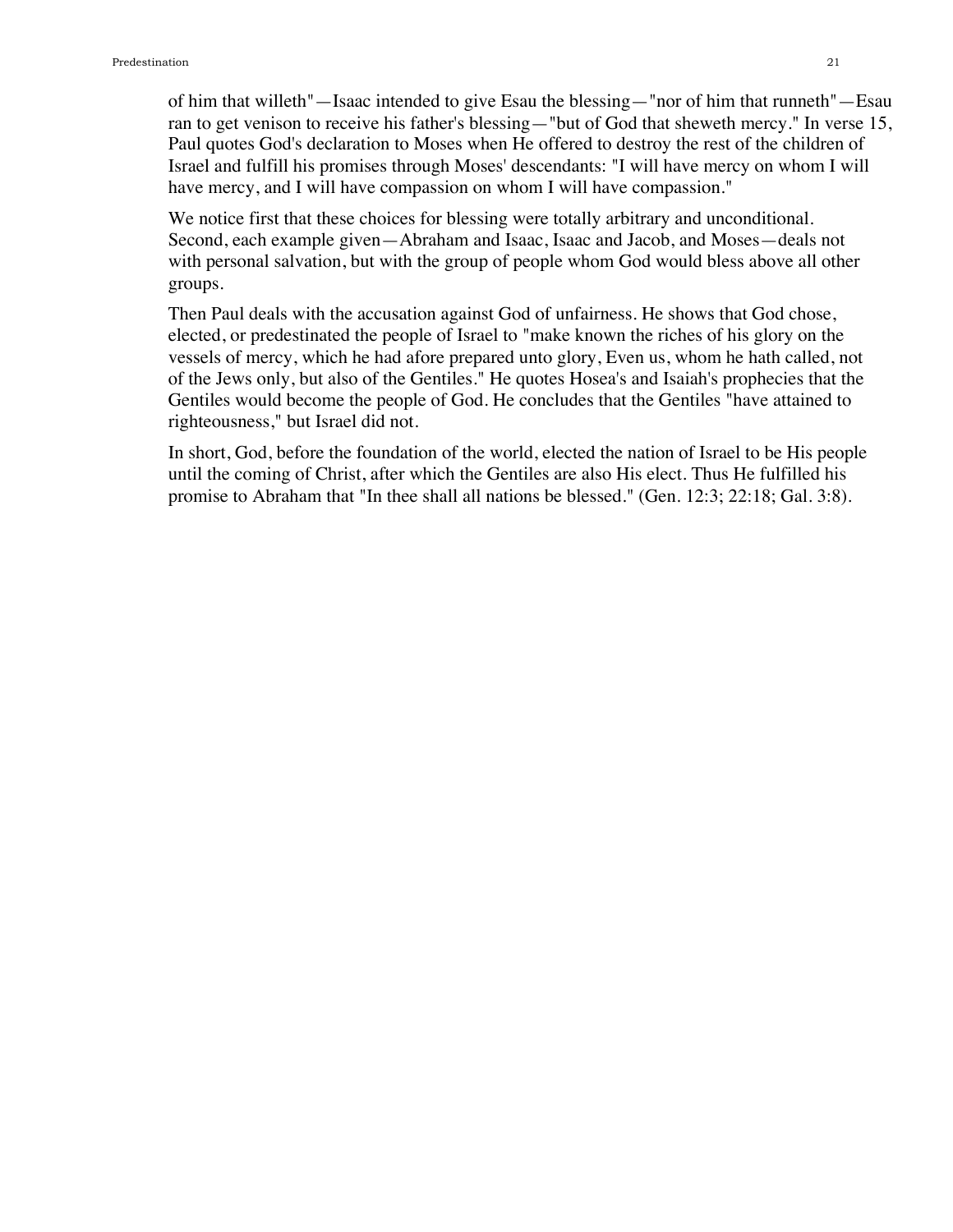of him that willeth"—Isaac intended to give Esau the blessing—"nor of him that runneth"—Esau ran to get venison to receive his father's blessing—"but of God that sheweth mercy." In verse 15, Paul quotes God's declaration to Moses when He offered to destroy the rest of the children of Israel and fulfill his promises through Moses' descendants: "I will have mercy on whom I will have mercy, and I will have compassion on whom I will have compassion."

We notice first that these choices for blessing were totally arbitrary and unconditional. Second, each example given—Abraham and Isaac, Isaac and Jacob, and Moses—deals not with personal salvation, but with the group of people whom God would bless above all other groups.

Then Paul deals with the accusation against God of unfairness. He shows that God chose, elected, or predestinated the people of Israel to "make known the riches of his glory on the vessels of mercy, which he had afore prepared unto glory, Even us, whom he hath called, not of the Jews only, but also of the Gentiles." He quotes Hosea's and Isaiah's prophecies that the Gentiles would become the people of God. He concludes that the Gentiles "have attained to righteousness," but Israel did not.

In short, God, before the foundation of the world, elected the nation of Israel to be His people until the coming of Christ, after which the Gentiles are also His elect. Thus He fulfilled his promise to Abraham that "In thee shall all nations be blessed." (Gen. 12:3; 22:18; Gal. 3:8).